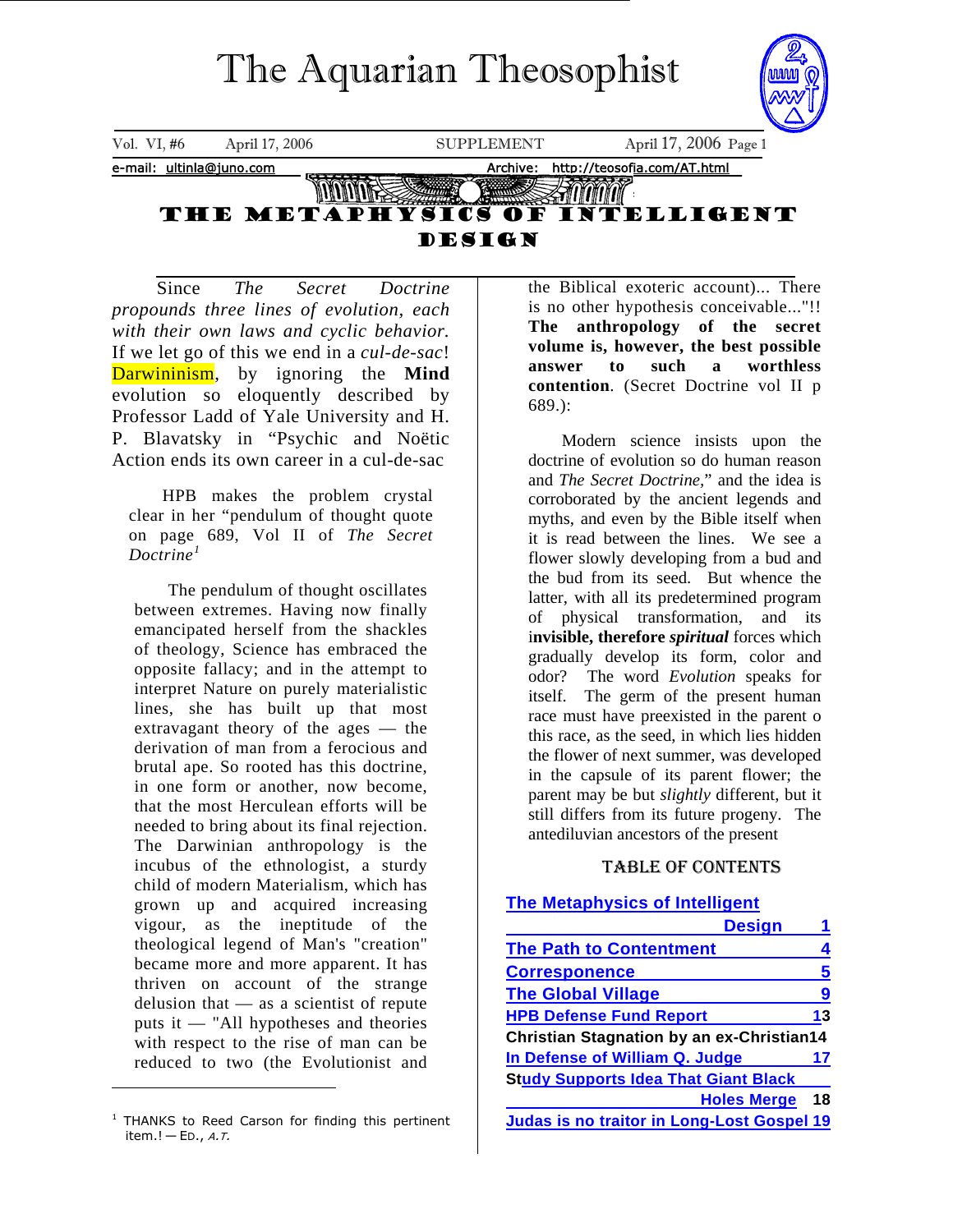# The Aquarian Theosophist

Vol. VI, #6 April 17, 2006 SUPPLEMENT

e-mail: ultinla@juno.com Archive: http://teosofia.com/AT.html

## THE METAPHYSICS OF INTELLIGENT DESIGN

Since *The Secret Doctrine propounds three lines of evolution, each with their own laws and cyclic behavior.* If we let go of this we end in a *cul-de-sac*! Darwininism, by ignoring the **Mind** evolution so eloquently described by Professor Ladd of Yale University and H. P. Blavatsky in "Psychic and Noëtic Action ends its own career in a cul-de-sac

HPB makes the problem crystal clear in her "pendulum of thought quote on page 689, Vol II of *The Secret Doctrine*[1]

> The pendulum of thought oscillates between extremes. Having now finally emancipated herself from the shackles of theology, Science has embraced the opposite fallacy; and in the attempt to interpret Nature on purely materialistic lines, she has built up that most extravagant theory of the ages — the derivation of man from a ferocious and brutal ape. So rooted has this doctrine, in one form or another, now become, that the most Herculean efforts will be needed to bring about its final rejection. The Darwinian anthropology is the incubus of the ethnologist, a sturdy child of modern Materialism, which has grown up and acquired increasing vigour, as the ineptitude of the theological legend of Man's "creation" became more and more apparent. It has thriven on account of the strange delusion that — as a scientist of repute puts it — "All hypotheses and theories with respect to the rise of man can be reduced to two (the Evolutionist and the Biblical exoteric account)... There is no other hypothesis conceivable..."!! **The anthropology of the secret volume is, however, the best possible answer to such a worthless contention**. (Secret Doctrine vol II p 689.):

Modern science insists upon the doctrine of evolution so do human reason and *The Secret Doctrine*," and the idea is corroborated by the ancient legends and myths, and even by the Bible itself when it is read between the lines. We see a flower slowly developing from a bud and the bud from its seed. But whence the latter, with all its predetermined program of physical transformation, and its i**nvisible, therefore *spiritual*** forces which gradually develop its form, color and odor? The word *Evolution* speaks for itself. The germ of the present human race must have preexisted in the parent o this race, as the seed, in which lies hidden the flower of next summer, was developed in the capsule of its parent flower; the parent may be but *slightly* different, but it still differs from its future progeny. The antediluvian ancestors of the present

### TABLE OF CONTENTS

| | |
|---|---|
| The Metaphysics of Intelligent Design | 1 |
| The Path to Contentment | 4 |
| Corresponence | 5 |
| The Global Village | 9 |
| HPB Defense Fund Report | 13 |
| Christian Stagnation by an ex-Christian | 14 |
| In Defense of William Q. Judge | 17 |
| Study Supports Idea That Giant Black Holes Merge | 18 |
| Judas is no traitor in Long-Lost Gospel | 19 |

---

[1] THANKS to Reed Carson for finding this pertinent item.! — ED., *A.T.*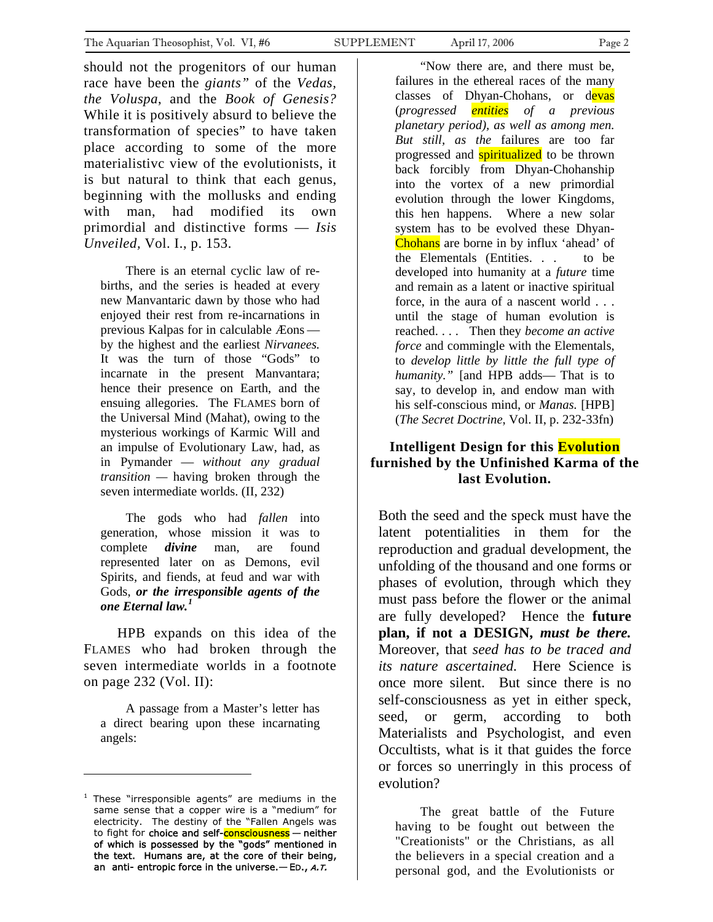should not the progenitors of our human race have been the *giants"* of the *Vedas*, *the Voluspa*, and the *Book of Genesis?* While it is positively absurd to believe the transformation of species" to have taken place according to some of the more materialistivc view of the evolutionists, it is but natural to think that each genus, beginning with the mollusks and ending with man, had modified its own primordial and distinctive forms — *Isis Unveiled*, Vol. I., p. 153.

> There is an eternal cyclic law of re-births, and the series is headed at every new Manvantaric dawn by those who had enjoyed their rest from re-incarnations in previous Kalpas for in calculable Æons — by the highest and the earliest *Nirvanees.* It was the turn of those "Gods" to incarnate in the present Manvantara; hence their presence on Earth, and the ensuing allegories. The FLAMES born of the Universal Mind (Mahat), owing to the mysterious workings of Karmic Will and an impulse of Evolutionary Law, had, as in Pymander — *without any gradual transition* — having broken through the seven intermediate worlds. (II, 232)

> The gods who had *fallen* into generation, whose mission it was to complete ***divine*** man, are found represented later on as Demons, evil Spirits, and fiends, at feud and war with Gods, ***or the irresponsible agents of the one Eternal law.***[1]

HPB expands on this idea of the FLAMES who had broken through the seven intermediate worlds in a footnote on page 232 (Vol. II):

> A passage from a Master's letter has a direct bearing upon these incarnating angels:

> "Now there are, and there must be, failures in the ethereal races of the many classes of Dhyan-Chohans, or devas (*progressed entities of a previous planetary period), as well as among men. But still, as the* failures are too far progressed and spiritualized to be thrown back forcibly from Dhyan-Chohanship into the vortex of a new primordial evolution through the lower Kingdoms, this hen happens. Where a new solar system has to be evolved these Dhyan-Chohans are borne in by influx 'ahead' of the Elementals (Entities. . . to be developed into humanity at a *future* time and remain as a latent or inactive spiritual force, in the aura of a nascent world . . . until the stage of human evolution is reached. . . . Then they *become an active force* and commingle with the Elementals, to *develop little by little the full type of humanity."* [and HPB adds— That is to say, to develop in, and endow man with his self-conscious mind, or *Manas.* [HPB] (*The Secret Doctrine*, Vol. II, p. 232-33fn)

### Intelligent Design for this Evolution furnished by the Unfinished Karma of the last Evolution.

Both the seed and the speck must have the latent potentialities in them for the reproduction and gradual development, the unfolding of the thousand and one forms or phases of evolution, through which they must pass before the flower or the animal are fully developed? Hence the **future plan, if not a DESIGN, *must be there.*** Moreover, that *seed has to be traced and its nature ascertained.* Here Science is once more silent. But since there is no self-consciousness as yet in either speck, seed, or germ, according to both Materialists and Psychologist, and even Occultists, what is it that guides the force or forces so unerringly in this process of evolution?

> The great battle of the Future having to be fought out between the "Creationists" or the Christians, as all the believers in a special creation and a personal god, and the Evolutionists or

---

[1] These "irresponsible agents" are mediums in the same sense that a copper wire is a "medium" for electricity. The destiny of the "Fallen Angels was to fight for **choice and self-consciousness — neither of which is possessed by the "gods" mentioned in the text. Humans are, at the core of their being, an anti- entropic force in the universe.— ED., *A.T.***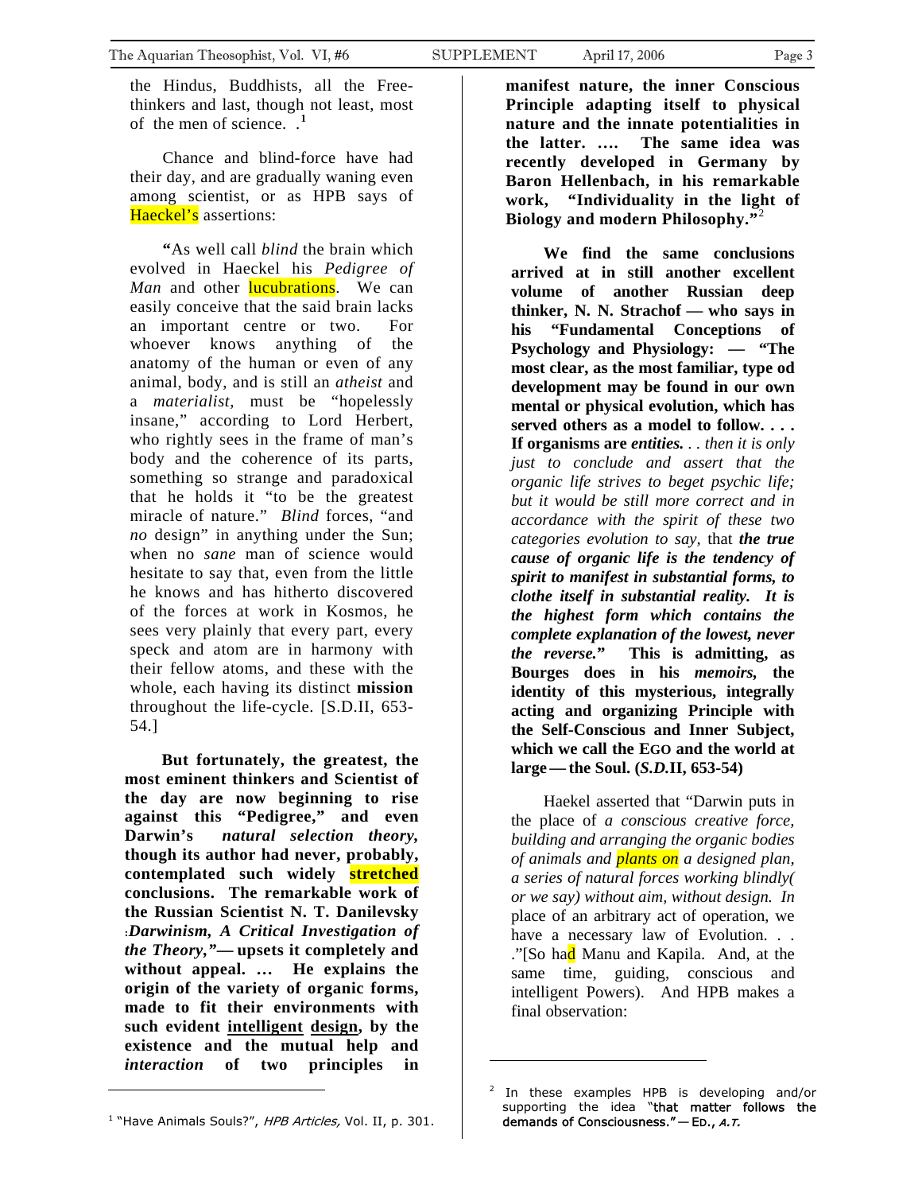the Hindus, Buddhists, all the Free-thinkers and last, though not least, most of the men of science. .[1]

Chance and blind-force have had their day, and are gradually waning even among scientist, or as HPB says of Haeckel's assertions:

"As well call *blind* the brain which evolved in Haeckel his *Pedigree of Man* and other lucubrations. We can easily conceive that the said brain lacks an important centre or two. For whoever knows anything of the anatomy of the human or even of any animal, body, and is still an *atheist* and a *materialist*, must be "hopelessly insane," according to Lord Herbert, who rightly sees in the frame of man's body and the coherence of its parts, something so strange and paradoxical that he holds it "to be the greatest miracle of nature." *Blind* forces, "and *no* design" in anything under the Sun; when no *sane* man of science would hesitate to say that, even from the little he knows and has hitherto discovered of the forces at work in Kosmos, he sees very plainly that every part, every speck and atom are in harmony with their fellow atoms, and these with the whole, each having its distinct **mission** throughout the life-cycle. [S.D.II, 653-54.]

**But fortunately, the greatest, the most eminent thinkers and Scientist of the day are now beginning to rise against this "Pedigree," and even Darwin's *natural selection theory*, though its author had never, probably, contemplated such widely stretched conclusions. The remarkable work of the Russian Scientist N. T. Danilevsky :*Darwinism, A Critical Investigation of the Theory*,"— upsets it completely and without appeal. … He explains the origin of the variety of organic forms, made to fit their environments with such evident <u>intelligent</u> <u>design</u>, by the existence and the mutual help and *interaction* of two principles in manifest nature, the inner Conscious Principle adapting itself to physical nature and the innate potentialities in the latter. …. The same idea was recently developed in Germany by Baron Hellenbach, in his remarkable work, "Individuality in the light of Biology and modern Philosophy."**[2]

**We find the same conclusions arrived at in still another excellent volume of another Russian deep thinker, N. N. Strachof — who says in his "Fundamental Conceptions of Psychology and Physiology: — "The most clear, as the most familiar, type od development may be found in our own mental or physical evolution, which has served others as a model to follow. . . . If organisms are *entities*.** *. . then it is only just to conclude and assert that the organic life strives to beget psychic life; but it would be still more correct and in accordance with the spirit of these two categories evolution to say,* that ***the true cause of organic life is the tendency of spirit to manifest in substantial forms, to clothe itself in substantial reality. It is the highest form which contains the complete explanation of the lowest, never the reverse."*** **This is admitting, as Bourges does in his *memoirs*, the identity of this mysterious, integrally acting and organizing Principle with the Self-Conscious and Inner Subject, which we call the EGO and the world at large — the Soul. (*S.D.*II, 653-54)**

Haekel asserted that "Darwin puts in the place of *a conscious creative force, building and arranging the organic bodies of animals and plants on a designed plan, a series of natural forces working blindly( or we say) without aim, without design.* In place of an arbitrary act of operation, we have a necessary law of Evolution. . . ."[So had Manu and Kapila. And, at the same time, guiding, conscious and intelligent Powers). And HPB makes a final observation:

---

[1] "Have Animals Souls?", *HPB Articles,* Vol. II, p. 301.

[2] In these examples HPB is developing and/or supporting the idea "that matter follows the demands of Consciousness." — ED., *A.T.*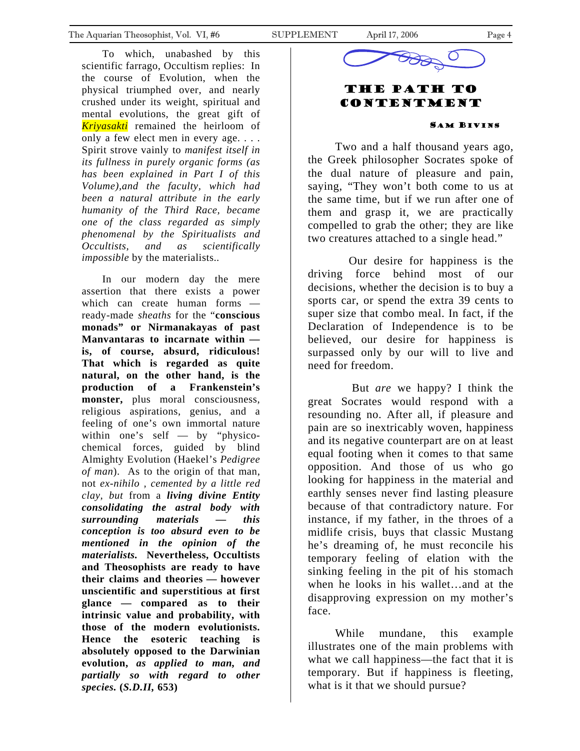To which, unabashed by this scientific farrago, Occultism replies: In the course of Evolution, when the physical triumphed over, and nearly crushed under its weight, spiritual and mental evolutions, the great gift of *Kriyasakti* remained the heirloom of only a few elect men in every age. . . . Spirit strove vainly to *manifest itself in its fullness in purely organic forms (as has been explained in Part I of this Volume),and the faculty, which had been a natural attribute in the early humanity of the Third Race, became one of the class regarded as simply phenomenal by the Spiritualists and Occultists, and as scientifically impossible* by the materialists..

In our modern day the mere assertion that there exists a power which can create human forms — ready-made *sheaths* for the "**conscious monads" or Nirmanakayas of past Manvantaras to incarnate within — is, of course, absurd, ridiculous! That which is regarded as quite natural, on the other hand, is the production of a Frankenstein's monster,** plus moral consciousness, religious aspirations, genius, and a feeling of one's own immortal nature within one's self — by "physico-chemical forces, guided by blind Almighty Evolution (Haekel's *Pedigree of man*). As to the origin of that man, not *ex-nihilo , cemented by a little red clay, but* from a ***living divine Entity consolidating the astral body with surrounding materials — this conception is too absurd even to be mentioned in the opinion of the materialists.*** **Nevertheless, Occultists and Theosophists are ready to have their claims and theories — however unscientific and superstitious at first glance — compared as to their intrinsic value and probability, with those of the modern evolutionists. Hence the esoteric teaching is absolutely opposed to the Darwinian evolution,** ***as applied to man, and partially so with regard to other species.*** **(*S.D.II*, 653)**

# THE PATH TO CONTENTMENT

**Sam Bivins**

Two and a half thousand years ago, the Greek philosopher Socrates spoke of the dual nature of pleasure and pain, saying, "They won't both come to us at the same time, but if we run after one of them and grasp it, we are practically compelled to grab the other; they are like two creatures attached to a single head."

Our desire for happiness is the driving force behind most of our decisions, whether the decision is to buy a sports car, or spend the extra 39 cents to super size that combo meal. In fact, if the Declaration of Independence is to be believed, our desire for happiness is surpassed only by our will to live and need for freedom.

But *are* we happy? I think the great Socrates would respond with a resounding no. After all, if pleasure and pain are so inextricably woven, happiness and its negative counterpart are on at least equal footing when it comes to that same opposition. And those of us who go looking for happiness in the material and earthly senses never find lasting pleasure because of that contradictory nature. For instance, if my father, in the throes of a midlife crisis, buys that classic Mustang he's dreaming of, he must reconcile his temporary feeling of elation with the sinking feeling in the pit of his stomach when he looks in his wallet…and at the disapproving expression on my mother's face.

While mundane, this example illustrates one of the main problems with what we call happiness—the fact that it is temporary. But if happiness is fleeting, what is it that we should pursue?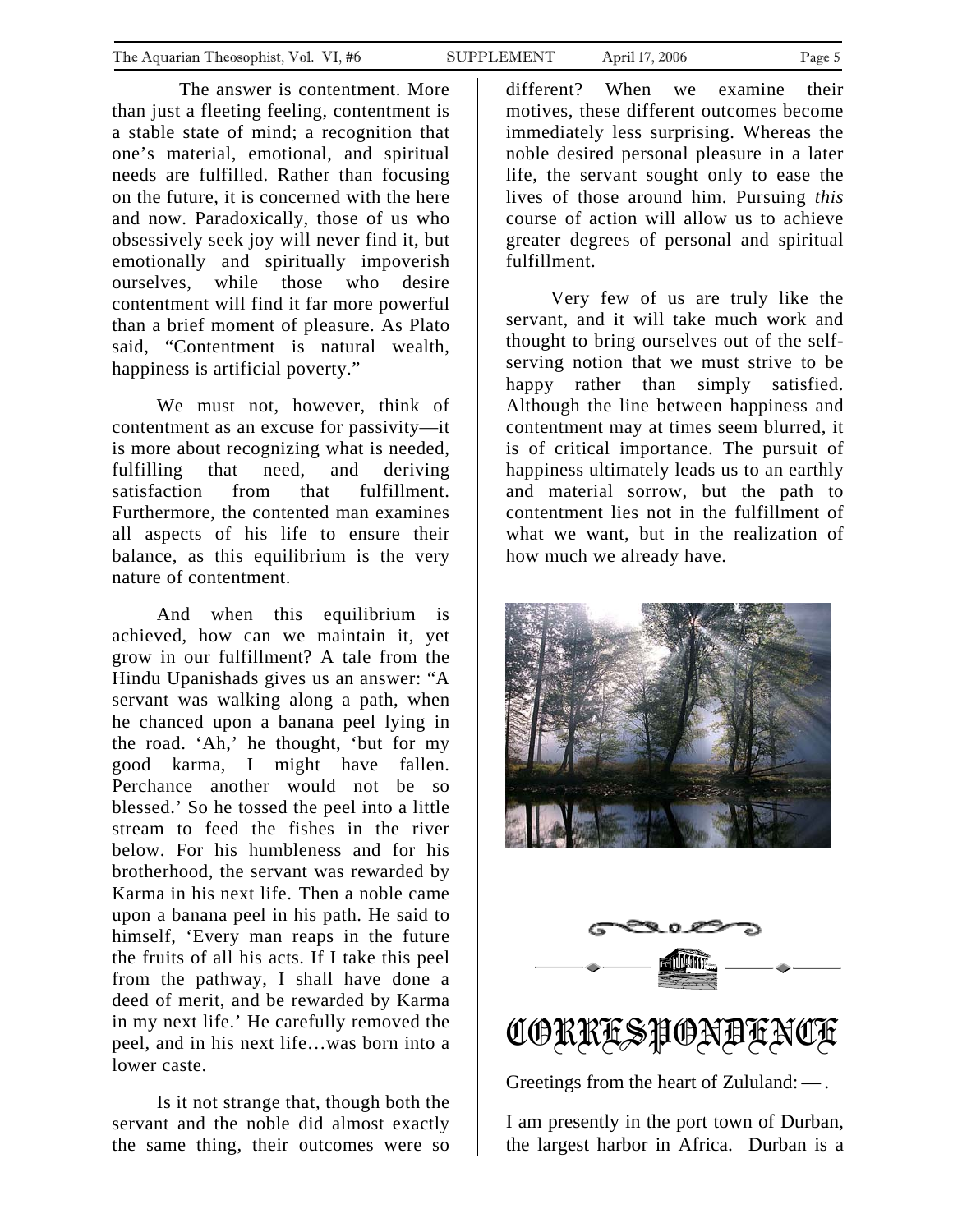The answer is contentment. More than just a fleeting feeling, contentment is a stable state of mind; a recognition that one's material, emotional, and spiritual needs are fulfilled. Rather than focusing on the future, it is concerned with the here and now. Paradoxically, those of us who obsessively seek joy will never find it, but emotionally and spiritually impoverish ourselves, while those who desire contentment will find it far more powerful than a brief moment of pleasure. As Plato said, "Contentment is natural wealth, happiness is artificial poverty."

We must not, however, think of contentment as an excuse for passivity—it is more about recognizing what is needed, fulfilling that need, and deriving satisfaction from that fulfillment. Furthermore, the contented man examines all aspects of his life to ensure their balance, as this equilibrium is the very nature of contentment.

And when this equilibrium is achieved, how can we maintain it, yet grow in our fulfillment? A tale from the Hindu Upanishads gives us an answer: "A servant was walking along a path, when he chanced upon a banana peel lying in the road. 'Ah,' he thought, 'but for my good karma, I might have fallen. Perchance another would not be so blessed.' So he tossed the peel into a little stream to feed the fishes in the river below. For his humbleness and for his brotherhood, the servant was rewarded by Karma in his next life. Then a noble came upon a banana peel in his path. He said to himself, 'Every man reaps in the future the fruits of all his acts. If I take this peel from the pathway, I shall have done a deed of merit, and be rewarded by Karma in my next life.' He carefully removed the peel, and in his next life…was born into a lower caste.

Is it not strange that, though both the servant and the noble did almost exactly the same thing, their outcomes were so different? When we examine their motives, these different outcomes become immediately less surprising. Whereas the noble desired personal pleasure in a later life, the servant sought only to ease the lives of those around him. Pursuing *this* course of action will allow us to achieve greater degrees of personal and spiritual fulfillment.

Very few of us are truly like the servant, and it will take much work and thought to bring ourselves out of the self-serving notion that we must strive to be happy rather than simply satisfied. Although the line between happiness and contentment may at times seem blurred, it is of critical importance. The pursuit of happiness ultimately leads us to an earthly and material sorrow, but the path to contentment lies not in the fulfillment of what we want, but in the realization of how much we already have.

# CORRESPONDENCE

Greetings from the heart of Zululand: — .

I am presently in the port town of Durban, the largest harbor in Africa. Durban is a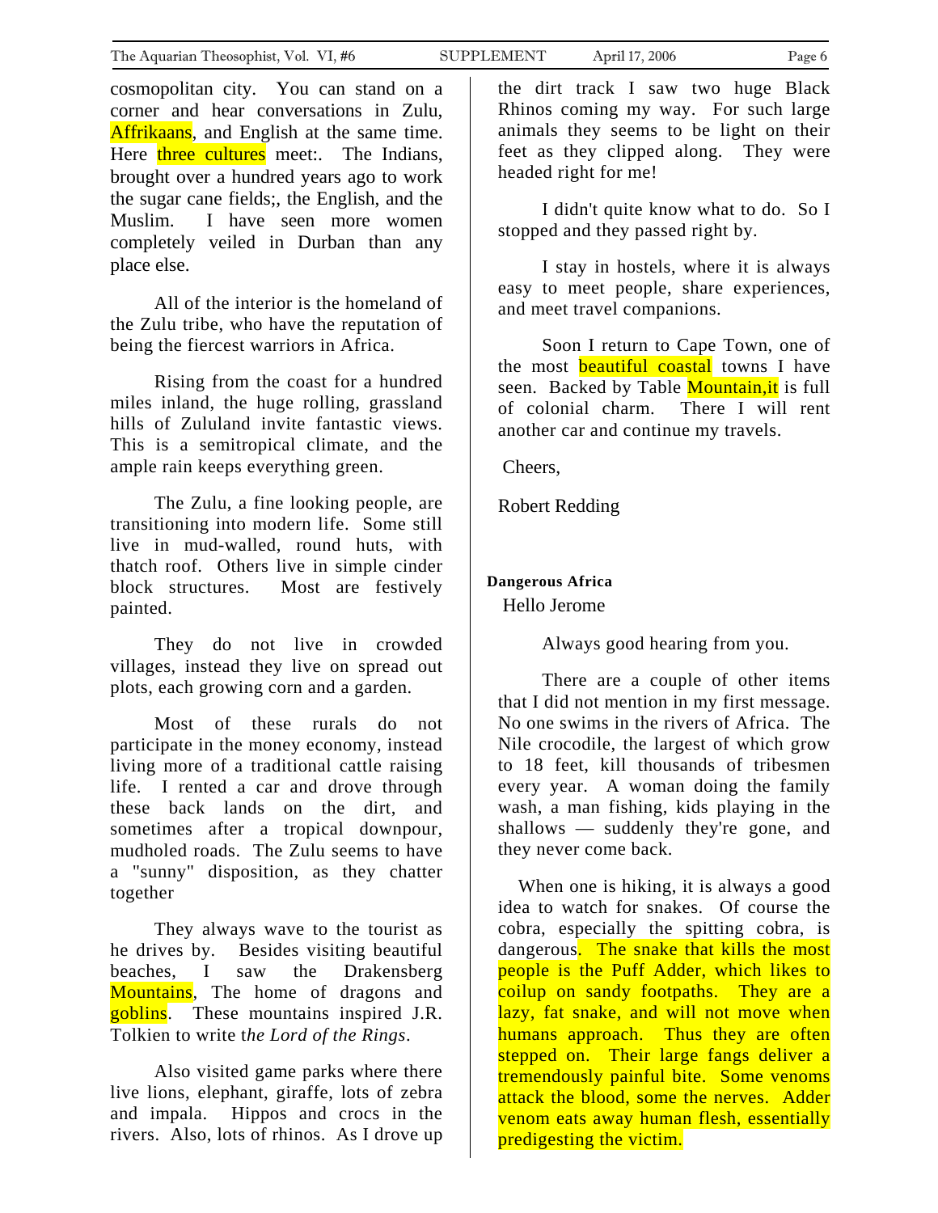cosmopolitan city. You can stand on a corner and hear conversations in Zulu, Affrikaans, and English at the same time. Here three cultures meet:. The Indians, brought over a hundred years ago to work the sugar cane fields;, the English, and the Muslim. I have seen more women completely veiled in Durban than any place else.

All of the interior is the homeland of the Zulu tribe, who have the reputation of being the fiercest warriors in Africa.

Rising from the coast for a hundred miles inland, the huge rolling, grassland hills of Zululand invite fantastic views. This is a semitropical climate, and the ample rain keeps everything green.

The Zulu, a fine looking people, are transitioning into modern life. Some still live in mud-walled, round huts, with thatch roof. Others live in simple cinder block structures. Most are festively painted.

They do not live in crowded villages, instead they live on spread out plots, each growing corn and a garden.

Most of these rurals do not participate in the money economy, instead living more of a traditional cattle raising life. I rented a car and drove through these back lands on the dirt, and sometimes after a tropical downpour, mudholed roads. The Zulu seems to have a "sunny" disposition, as they chatter together

They always wave to the tourist as he drives by. Besides visiting beautiful beaches, I saw the Drakensberg Mountains, The home of dragons and goblins. These mountains inspired J.R. Tolkien to write t*he Lord of the Rings*.

Also visited game parks where there live lions, elephant, giraffe, lots of zebra and impala. Hippos and crocs in the rivers. Also, lots of rhinos. As I drove up the dirt track I saw two huge Black Rhinos coming my way. For such large animals they seems to be light on their feet as they clipped along. They were headed right for me!

I didn't quite know what to do. So I stopped and they passed right by.

I stay in hostels, where it is always easy to meet people, share experiences, and meet travel companions.

Soon I return to Cape Town, one of the most beautiful coastal towns I have seen. Backed by Table Mountain,it is full of colonial charm. There I will rent another car and continue my travels.

Cheers,

Robert Redding

**Dangerous Africa**

Hello Jerome

Always good hearing from you.

There are a couple of other items that I did not mention in my first message. No one swims in the rivers of Africa. The Nile crocodile, the largest of which grow to 18 feet, kill thousands of tribesmen every year. A woman doing the family wash, a man fishing, kids playing in the shallows — suddenly they're gone, and they never come back.

When one is hiking, it is always a good idea to watch for snakes. Of course the cobra, especially the spitting cobra, is dangerous. The snake that kills the most people is the Puff Adder, which likes to coilup on sandy footpaths. They are a lazy, fat snake, and will not move when humans approach. Thus they are often stepped on. Their large fangs deliver a tremendously painful bite. Some venoms attack the blood, some the nerves. Adder venom eats away human flesh, essentially predigesting the victim.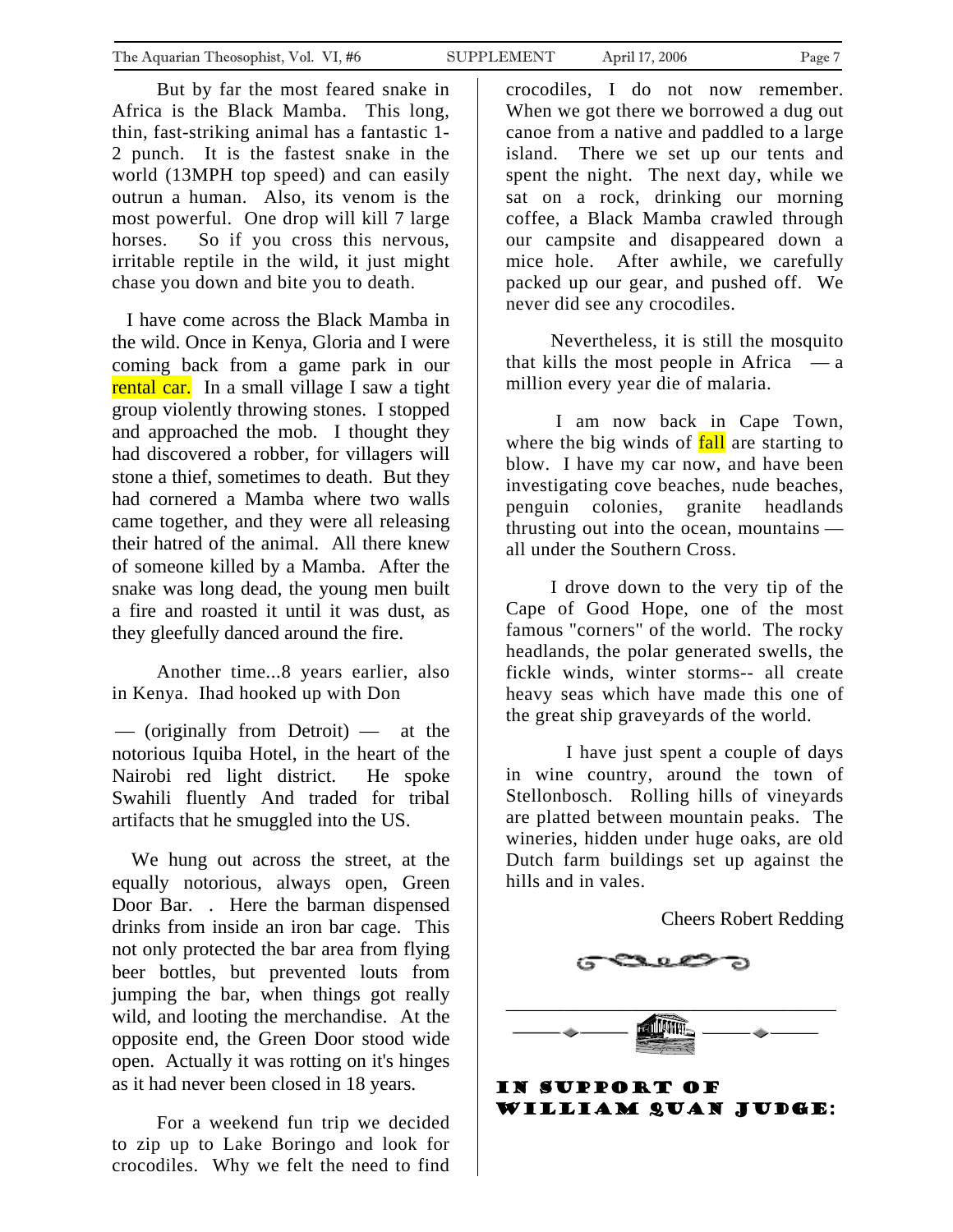But by far the most feared snake in Africa is the Black Mamba. This long, thin, fast-striking animal has a fantastic 1-2 punch. It is the fastest snake in the world (13MPH top speed) and can easily outrun a human. Also, its venom is the most powerful. One drop will kill 7 large horses. So if you cross this nervous, irritable reptile in the wild, it just might chase you down and bite you to death.

I have come across the Black Mamba in the wild. Once in Kenya, Gloria and I were coming back from a game park in our rental car. In a small village I saw a tight group violently throwing stones. I stopped and approached the mob. I thought they had discovered a robber, for villagers will stone a thief, sometimes to death. But they had cornered a Mamba where two walls came together, and they were all releasing their hatred of the animal. All there knew of someone killed by a Mamba. After the snake was long dead, the young men built a fire and roasted it until it was dust, as they gleefully danced around the fire.

Another time...8 years earlier, also in Kenya. Ihad hooked up with Don

— (originally from Detroit) — at the notorious Iquiba Hotel, in the heart of the Nairobi red light district. He spoke Swahili fluently And traded for tribal artifacts that he smuggled into the US.

We hung out across the street, at the equally notorious, always open, Green Door Bar. . Here the barman dispensed drinks from inside an iron bar cage. This not only protected the bar area from flying beer bottles, but prevented louts from jumping the bar, when things got really wild, and looting the merchandise. At the opposite end, the Green Door stood wide open. Actually it was rotting on it's hinges as it had never been closed in 18 years.

For a weekend fun trip we decided to zip up to Lake Boringo and look for crocodiles. Why we felt the need to find crocodiles, I do not now remember. When we got there we borrowed a dug out canoe from a native and paddled to a large island. There we set up our tents and spent the night. The next day, while we sat on a rock, drinking our morning coffee, a Black Mamba crawled through our campsite and disappeared down a mice hole. After awhile, we carefully packed up our gear, and pushed off. We never did see any crocodiles.

Nevertheless, it is still the mosquito that kills the most people in Africa — a million every year die of malaria.

I am now back in Cape Town, where the big winds of fall are starting to blow. I have my car now, and have been investigating cove beaches, nude beaches, penguin colonies, granite headlands thrusting out into the ocean, mountains — all under the Southern Cross.

I drove down to the very tip of the Cape of Good Hope, one of the most famous "corners" of the world. The rocky headlands, the polar generated swells, the fickle winds, winter storms-- all create heavy seas which have made this one of the great ship graveyards of the world.

I have just spent a couple of days in wine country, around the town of Stellonbosch. Rolling hills of vineyards are platted between mountain peaks. The wineries, hidden under huge oaks, are old Dutch farm buildings set up against the hills and in vales.

Cheers Robert Redding

---

## IN SUPPORT OF WILLIAM QUAN JUDGE: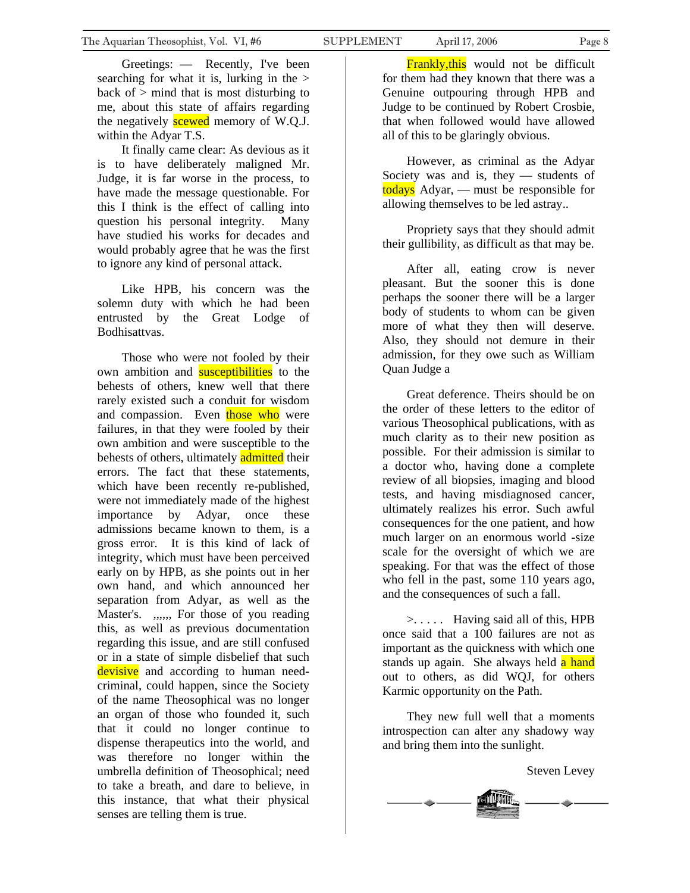Greetings: — Recently, I've been searching for what it is, lurking in the > back of > mind that is most disturbing to me, about this state of affairs regarding the negatively scewed memory of W.Q.J. within the Adyar T.S.

It finally came clear: As devious as it is to have deliberately maligned Mr. Judge, it is far worse in the process, to have made the message questionable. For this I think is the effect of calling into question his personal integrity. Many have studied his works for decades and would probably agree that he was the first to ignore any kind of personal attack.

Like HPB, his concern was the solemn duty with which he had been entrusted by the Great Lodge of Bodhisattvas.

Those who were not fooled by their own ambition and susceptibilities to the behests of others, knew well that there rarely existed such a conduit for wisdom and compassion. Even those who were failures, in that they were fooled by their own ambition and were susceptible to the behests of others, ultimately admitted their errors. The fact that these statements, which have been recently re-published, were not immediately made of the highest importance by Adyar, once these admissions became known to them, is a gross error. It is this kind of lack of integrity, which must have been perceived early on by HPB, as she points out in her own hand, and which announced her separation from Adyar, as well as the Master's. ,,,,,, For those of you reading this, as well as previous documentation regarding this issue, and are still confused or in a state of simple disbelief that such devisive and according to human need-criminal, could happen, since the Society of the name Theosophical was no longer an organ of those who founded it, such that it could no longer continue to dispense therapeutics into the world, and was therefore no longer within the umbrella definition of Theosophical; need to take a breath, and dare to believe, in this instance, that what their physical senses are telling them is true.

Frankly,this would not be difficult for them had they known that there was a Genuine outpouring through HPB and Judge to be continued by Robert Crosbie, that when followed would have allowed all of this to be glaringly obvious.

However, as criminal as the Adyar Society was and is, they — students of todays Adyar, — must be responsible for allowing themselves to be led astray..

Propriety says that they should admit their gullibility, as difficult as that may be.

After all, eating crow is never pleasant. But the sooner this is done perhaps the sooner there will be a larger body of students to whom can be given more of what they then will deserve. Also, they should not demure in their admission, for they owe such as William Quan Judge a

Great deference. Theirs should be on the order of these letters to the editor of various Theosophical publications, with as much clarity as to their new position as possible. For their admission is similar to a doctor who, having done a complete review of all biopsies, imaging and blood tests, and having misdiagnosed cancer, ultimately realizes his error. Such awful consequences for the one patient, and how much larger on an enormous world -size scale for the oversight of which we are speaking. For that was the effect of those who fell in the past, some 110 years ago, and the consequences of such a fall.

>. . . . . Having said all of this, HPB once said that a 100 failures are not as important as the quickness with which one stands up again. She always held a hand out to others, as did WQJ, for others Karmic opportunity on the Path.

They new full well that a moments introspection can alter any shadowy way and bring them into the sunlight.

Steven Levey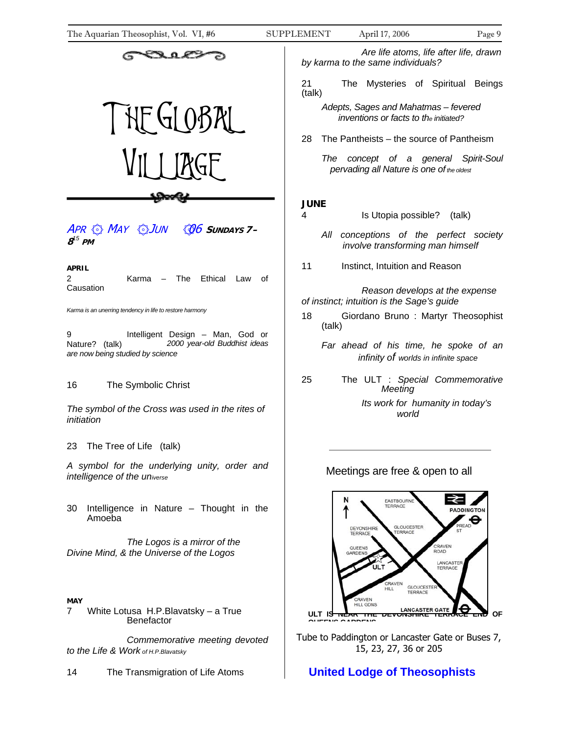# THE GLOBAL VILLAGE

*APR ◎ MAY ◎ JUN ◎06* **SUNDAYS 7–8**[15] **PM**

**APRIL**

2 Karma – The Ethical Law of Causation

*Karma is an unerring tendency in life to restore harmony*

9 Intelligent Design – Man, God or Nature? (talk)

*2000 year-old Buddhist ideas are now being studied by science*

16 The Symbolic Christ

*The symbol of the Cross was used in the rites of initiation*

23 The Tree of Life (talk)

*A symbol for the underlying unity, order and intelligence of the universe*

30 Intelligence in Nature – Thought in the Amoeba

*The Logos is a mirror of the Divine Mind, & the Universe of the Logos*

**MAY**

7 White Lotusa H.P.Blavatsky – a True Benefactor

*Commemorative meeting devoted to the Life & Work of H.P.Blavatsky*

14 The Transmigration of Life Atoms

*Are life atoms, life after life, drawn by karma to the same individuals?*

21 The Mysteries of Spiritual Beings (talk)

*Adepts, Sages and Mahatmas – fevered inventions or facts to the initiated?*

28 The Pantheists – the source of Pantheism

*The concept of a general Spirit-Soul pervading all Nature is one of the oldest*

**JUNE**

4 Is Utopia possible? (talk)

*All conceptions of the perfect society involve transforming man himself*

11 Instinct, Intuition and Reason

*Reason develops at the expense of instinct; intuition is the Sage's guide*

18 Giordano Bruno : Martyr Theosophist (talk)

*Far ahead of his time, he spoke of an infinity of worlds in infinite space*

25 The ULT : *Special Commemorative Meeting*

*Its work for humanity in today's world*

---

Meetings are free & open to all

EASTBOURNE TERRACE · PADDINGTON · PREAD ST · DEVONSHIRE TERRACE · GLOUCESTER TERRACE · CRAVEN ROAD · QUEENS GARDENS · ULT · LANCASTER TERRACE · CRAVEN HILL · GLOUCESTER TERRACE · CRAVEN HILL GDNS · LANCASTER GATE

**ULT IS NEAR THE DEVONSHIRE TERRACE END OF QUEENS GARDENS**

Tube to Paddington or Lancaster Gate or Buses 7, 15, 23, 27, 36 or 205

**United Lodge of Theosophists**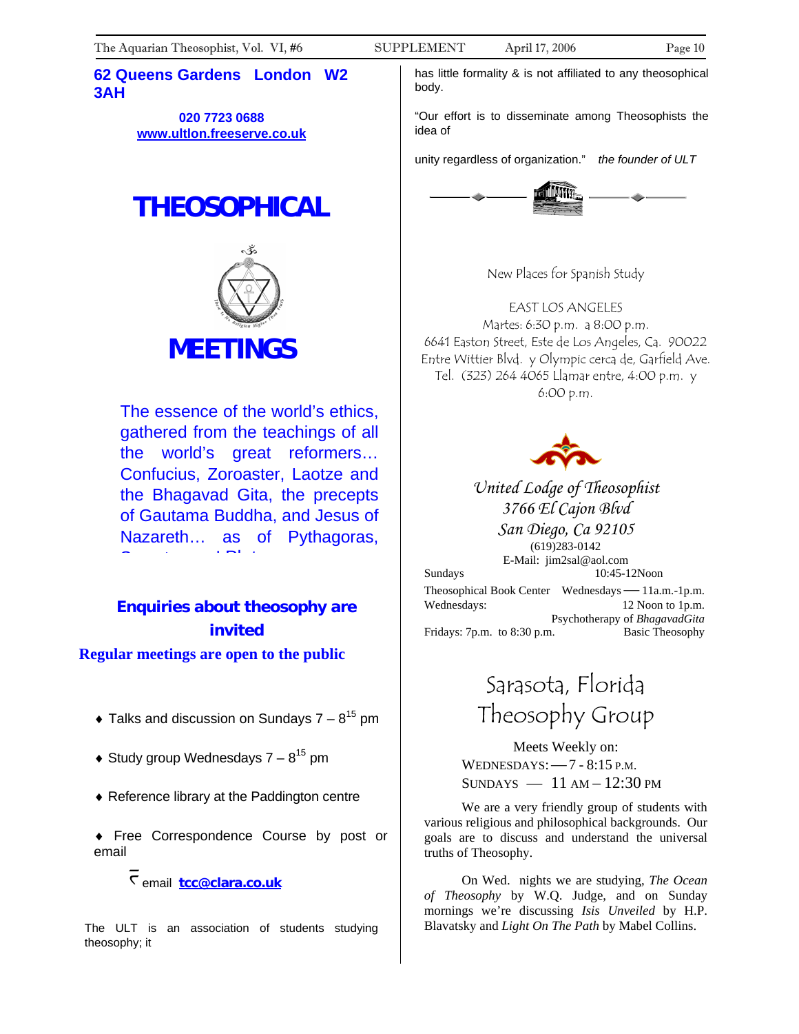**62 Queens Gardens London W2 3AH**

**020 7723 0688**
**www.ultlon.freeserve.co.uk**

# THEOSOPHICAL

# MEETINGS

The essence of the world's ethics, gathered from the teachings of all the world's great reformers… Confucius, Zoroaster, Laotze and the Bhagavad Gita, the precepts of Gautama Buddha, and Jesus of Nazareth… as of Pythagoras,

**Enquiries about theosophy are invited**

**Regular meetings are open to the public**

- Talks and discussion on Sundays 7 – 8[15] pm
- Study group Wednesdays 7 – 8[15] pm
- Reference library at the Paddington centre
- Free Correspondence Course by post or email

email **tcc@clara.co.uk**

The ULT is an association of students studying theosophy; it has little formality & is not affiliated to any theosophical body.

"Our effort is to disseminate among Theosophists the idea of unity regardless of organization." *the founder of ULT*

New Places for Spanish Study

EAST LOS ANGELES
Martes: 6:30 p.m. a 8:00 p.m.
6641 Easton Street, Este de Los Angeles, Ca. 90022
Entre Wittier Blvd. y Olympic cerca de, Garfield Ave.
Tel. (323) 264 4065 Llamar entre, 4:00 p.m. y 6:00 p.m.

*United Lodge of Theosophist*
*3766 El Cajon Blvd*
*San Diego, Ca 92105*
(619)283-0142
E-Mail: jim2sal@aol.com

Sundays 10:45-12Noon
Theosophical Book Center Wednesdays — 11a.m.-1p.m.
Wednesdays: 12 Noon to 1p.m. Psychotherapy of *BhagavadGita*
Fridays: 7p.m. to 8:30 p.m. Basic Theosophy

## Sarasota, Florida Theosophy Group

Meets Weekly on:
WEDNESDAYS: — 7 - 8:15 P.M.
SUNDAYS — 11 AM – 12:30 PM

We are a very friendly group of students with various religious and philosophical backgrounds. Our goals are to discuss and understand the universal truths of Theosophy.

On Wed. nights we are studying, *The Ocean of Theosophy* by W.Q. Judge, and on Sunday mornings we're discussing *Isis Unveiled* by H.P. Blavatsky and *Light On The Path* by Mabel Collins.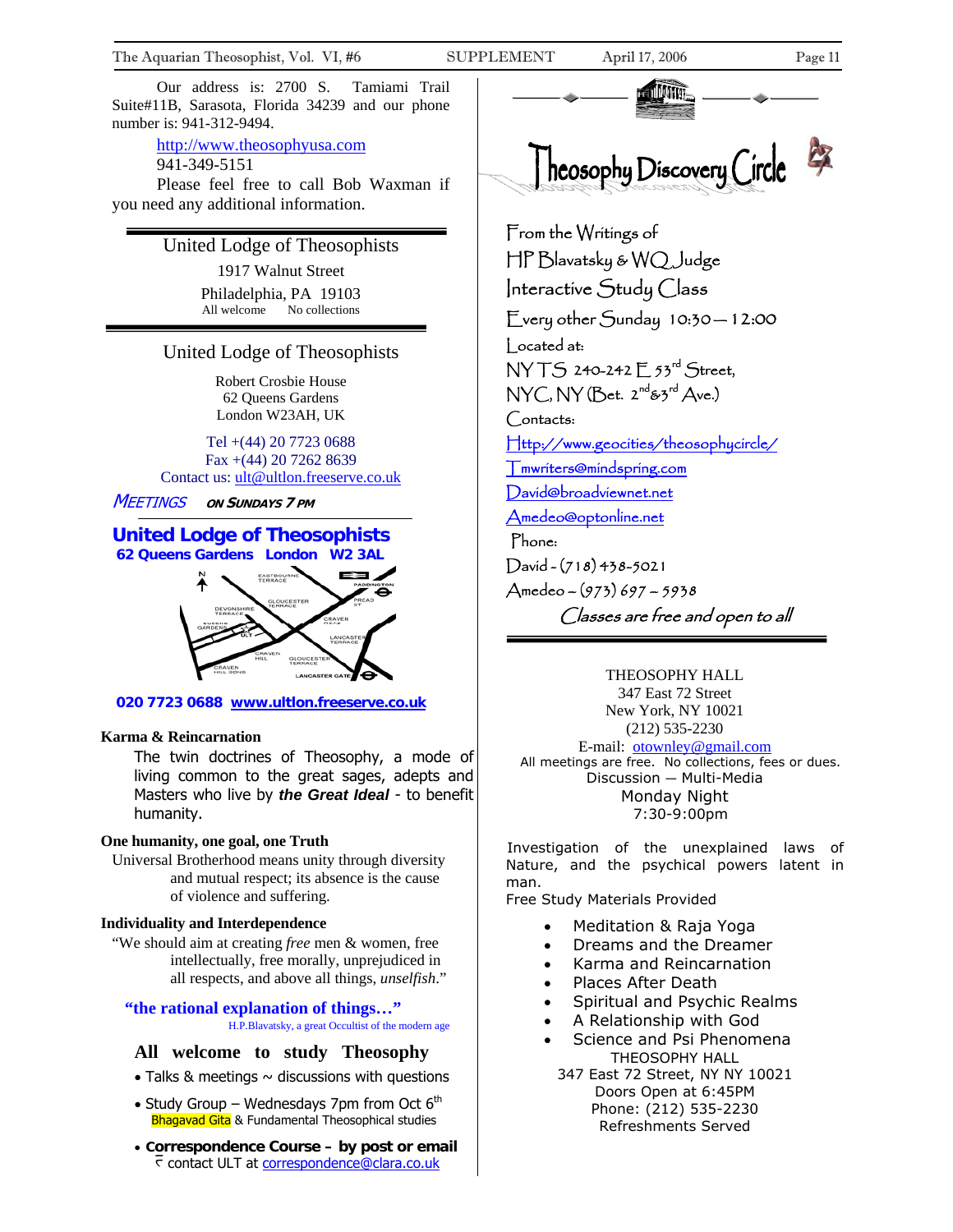Our address is: 2700 S. Tamiami Trail Suite#11B, Sarasota, Florida 34239 and our phone number is: 941-312-9494.

http://www.theosophyusa.com
941-349-5151
Please feel free to call Bob Waxman if you need any additional information.

## United Lodge of Theosophists

1917 Walnut Street
Philadelphia, PA 19103
All welcome   No collections

## United Lodge of Theosophists

Robert Crosbie House
62 Queens Gardens
London W23AH, UK

Tel +(44) 20 7723 0688
Fax +(44) 20 7262 8639
Contact us: ult@ultlon.freeserve.co.uk

*MEETINGS* ***ON SUNDAYS 7 PM***

**United Lodge of Theosophists**
**62 Queens Gardens London W2 3AL**

N
EASTBOURNE TERRACE
PADDINGTON
GLOUCESTER TERRACE
PREAD ST
DEVONSHIRE TERRACE
CRAVEN ROAD
QUEENS GARDENS
ULT
LANCASTER TERRACE
CRAVEN HILL
GLOUCESTER TERRACE
CRAVEN HILL GDNS
LANCASTER GATE

**020 7723 0688 www.ultlon.freeserve.co.uk**

**Karma & Reincarnation**

The twin doctrines of Theosophy, a mode of living common to the great sages, adepts and Masters who live by ***the Great Ideal*** - to benefit humanity.

**One humanity, one goal, one Truth**

Universal Brotherhood means unity through diversity and mutual respect; its absence is the cause of violence and suffering.

**Individuality and Interdependence**

"We should aim at creating *free* men & women, free intellectually, free morally, unprejudiced in all respects, and above all things, *unselfish*."

**"the rational explanation of things…"**
H.P.Blavatsky, a great Occultist of the modern age

**All welcome to study Theosophy**

- Talks & meetings ~ discussions with questions
- Study Group – Wednesdays 7pm from Oct 6th
  Bhagavad Gita & Fundamental Theosophical studies
- **Correspondence Course – by post or email**
  contact ULT at correspondence@clara.co.uk

## Theosophy Discovery Circle

From the Writings of
HP Blavatsky & WQ Judge
Interactive Study Class
Every other Sunday 10:30 – 12:00
Located at:
NYTS 240-242 E 53rd Street,
NYC, NY (Bet. 2nd & 3rd Ave.)
Contacts:
Http://www.geocities/theosophycircle/
Tmwriters@mindspring.com
David@broadviewnet.net
Amedeo@optonline.net
Phone:
David - (718) 438-5021
Amedeo – (973) 697 – 5938

*Classes are free and open to all*

THEOSOPHY HALL
347 East 72 Street
New York, NY 10021
(212) 535-2230
E-mail: otownley@gmail.com
All meetings are free. No collections, fees or dues.
Discussion – Multi-Media
Monday Night
7:30-9:00pm

Investigation of the unexplained laws of Nature, and the psychical powers latent in man.
Free Study Materials Provided

- Meditation & Raja Yoga
- Dreams and the Dreamer
- Karma and Reincarnation
- Places After Death
- Spiritual and Psychic Realms
- A Relationship with God
- Science and Psi Phenomena

THEOSOPHY HALL
347 East 72 Street, NY NY 10021
Doors Open at 6:45PM
Phone: (212) 535-2230
Refreshments Served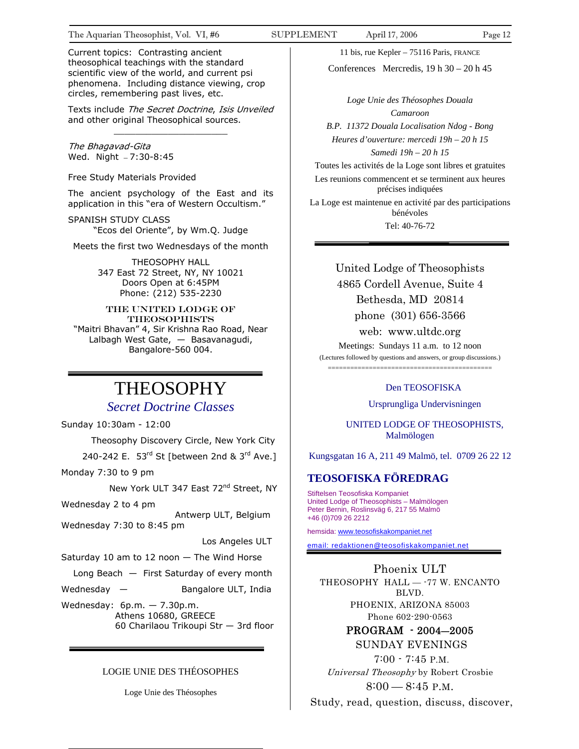Current topics: Contrasting ancient theosophical teachings with the standard scientific view of the world, and current psi phenomena. Including distance viewing, crop circles, remembering past lives, etc.

Texts include *The Secret Doctrine*, *Isis Unveiled* and other original Theosophical sources.

---

*The Bhagavad-Gita*
Wed. Night – 7:30-8:45

Free Study Materials Provided

The ancient psychology of the East and its application in this "era of Western Occultism."

SPANISH STUDY CLASS
"Ecos del Oriente", by Wm.Q. Judge

Meets the first two Wednesdays of the month

THEOSOPHY HALL
347 East 72 Street, NY, NY 10021
Doors Open at 6:45PM
Phone: (212) 535-2230

THE UNITED LODGE OF THEOSOPHISTS
"Maitri Bhavan" 4, Sir Krishna Rao Road, Near Lalbagh West Gate, — Basavanagudi, Bangalore-560 004.

---

# THEOSOPHY

## *Secret Doctrine Classes*

Sunday 10:30am - 12:00
Theosophy Discovery Circle, New York City
240-242 E. 53rd St [between 2nd & 3rd Ave.]

Monday 7:30 to 9 pm
New York ULT 347 East 72nd Street, NY

Wednesday 2 to 4 pm
Antwerp ULT, Belgium

Wednesday 7:30 to 8:45 pm
Los Angeles ULT

Saturday 10 am to 12 noon — The Wind Horse
Long Beach — First Saturday of every month

Wednesday — Bangalore ULT, India

Wednesday: 6p.m. — 7.30p.m.
Athens 10680, GREECE
60 Charilaou Trikoupi Str — 3rd floor

---

LOGIE UNIE DES THÉOSOPHES

Loge Unie des Théosophes

11 bis, rue Kepler – 75116 Paris, FRANCE

Conferences Mercredis, 19 h 30 – 20 h 45

*Loge Unie des Théosophes Douala*
*Camaroon*
*B.P. 11372 Douala Localisation Ndog - Bong*
*Heures d'ouverture: mercedi 19h – 20 h 15*
*Samedi 19h – 20 h 15*

Toutes les activités de la Loge sont libres et gratuites

Les reunions commencent et se terminent aux heures précises indiquées

La Loge est maintenue en activité par des participations bénévoles

Tel: 40-76-72

---

United Lodge of Theosophists
4865 Cordell Avenue, Suite 4
Bethesda, MD 20814
phone (301) 656-3566
web: www.ultdc.org

Meetings: Sundays 11 a.m. to 12 noon
(Lectures followed by questions and answers, or group discussions.)

---

Den TEOSOFISKA

Ursprungliga Undervisningen

UNITED LODGE OF THEOSOPHISTS, Malmölogen

Kungsgatan 16 A, 211 49 Malmö, tel. 0709 26 22 12

### TEOSOFISKA FÖREDRAG

Stiftelsen Teosofiska Kompaniet
United Lodge of Theosophists – Malmölogen
Peter Bernin, Roslinsväg 6, 217 55 Malmö
+46 (0)709 26 2212

hemsida: www.teosofiskakompaniet.net

email: redaktionen@teosofiskakompaniet.net

---

Phoenix ULT
THEOSOPHY HALL — -77 W. ENCANTO BLVD.
PHOENIX, ARIZONA 85003
Phone 602-290-0563

**PROGRAM - 2004—2005**
SUNDAY EVENINGS
7:00 - 7:45 P.M.
*Universal Theosophy* by Robert Crosbie
8:00 — 8:45 P.M.
Study, read, question, discuss, discover,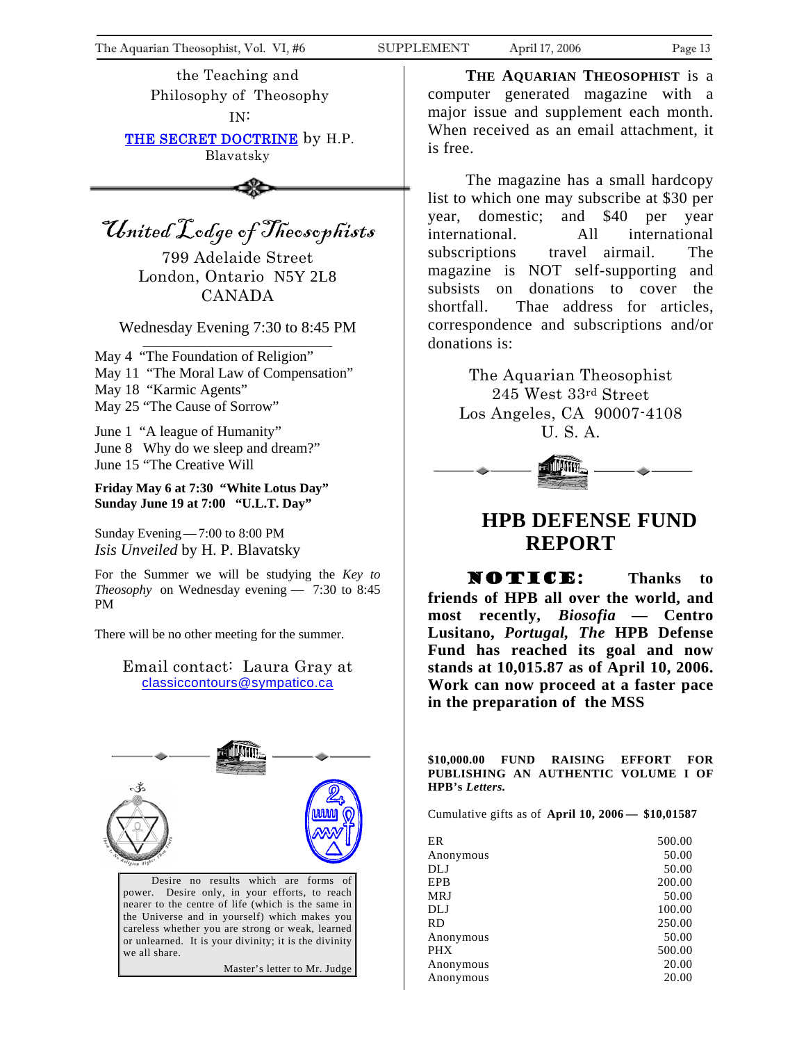the Teaching and Philosophy of Theosophy IN:

THE SECRET DOCTRINE by H.P. Blavatsky

## United Lodge of Theosophists

799 Adelaide Street
London, Ontario N5Y 2L8
CANADA

Wednesday Evening 7:30 to 8:45 PM

May 4 "The Foundation of Religion"
May 11 "The Moral Law of Compensation"
May 18 "Karmic Agents"
May 25 "The Cause of Sorrow"

June 1 "A league of Humanity"
June 8 Why do we sleep and dream?"
June 15 "The Creative Will

**Friday May 6 at 7:30 "White Lotus Day"**
**Sunday June 19 at 7:00 "U.L.T. Day"**

Sunday Evening—7:00 to 8:00 PM
*Isis Unveiled* by H. P. Blavatsky

For the Summer we will be studying the *Key to Theosophy* on Wednesday evening — 7:30 to 8:45 PM

There will be no other meeting for the summer.

Email contact: Laura Gray at classiccontours@sympatico.ca

Desire no results which are forms of power. Desire only, in your efforts, to reach nearer to the centre of life (which is the same in the Universe and in yourself) which makes you careless whether you are strong or weak, learned or unlearned. It is your divinity; it is the divinity we all share.

Master's letter to Mr. Judge

**THE AQUARIAN THEOSOPHIST** is a computer generated magazine with a major issue and supplement each month. When received as an email attachment, it is free.

The magazine has a small hardcopy list to which one may subscribe at $30 per year, domestic; and $40 per year international. All international subscriptions travel airmail. The magazine is NOT self-supporting and subsists on donations to cover the shortfall. Thae address for articles, correspondence and subscriptions and/or donations is:

The Aquarian Theosophist
245 West 33rd Street
Los Angeles, CA 90007-4108
U. S. A.

# HPB DEFENSE FUND REPORT

**NOTICE: Thanks to friends of HPB all over the world, and most recently, *Biosofia* — Centro Lusitano, *Portugal, The* HPB Defense Fund has reached its goal and now stands at 10,015.87 as of April 10, 2006. Work can now proceed at a faster pace in the preparation of the MSS**

**$10,000.00 FUND RAISING EFFORT FOR PUBLISHING AN AUTHENTIC VOLUME I OF HPB's *Letters*.**

Cumulative gifts as of **April 10, 2006— $10,01587**

| | |
|---|---|
| ER | 500.00 |
| Anonymous | 50.00 |
| DLJ | 50.00 |
| EPB | 200.00 |
| MRJ | 50.00 |
| DLJ | 100.00 |
| RD | 250.00 |
| Anonymous | 50.00 |
| PHX | 500.00 |
| Anonymous | 20.00 |
| Anonymous | 20.00 |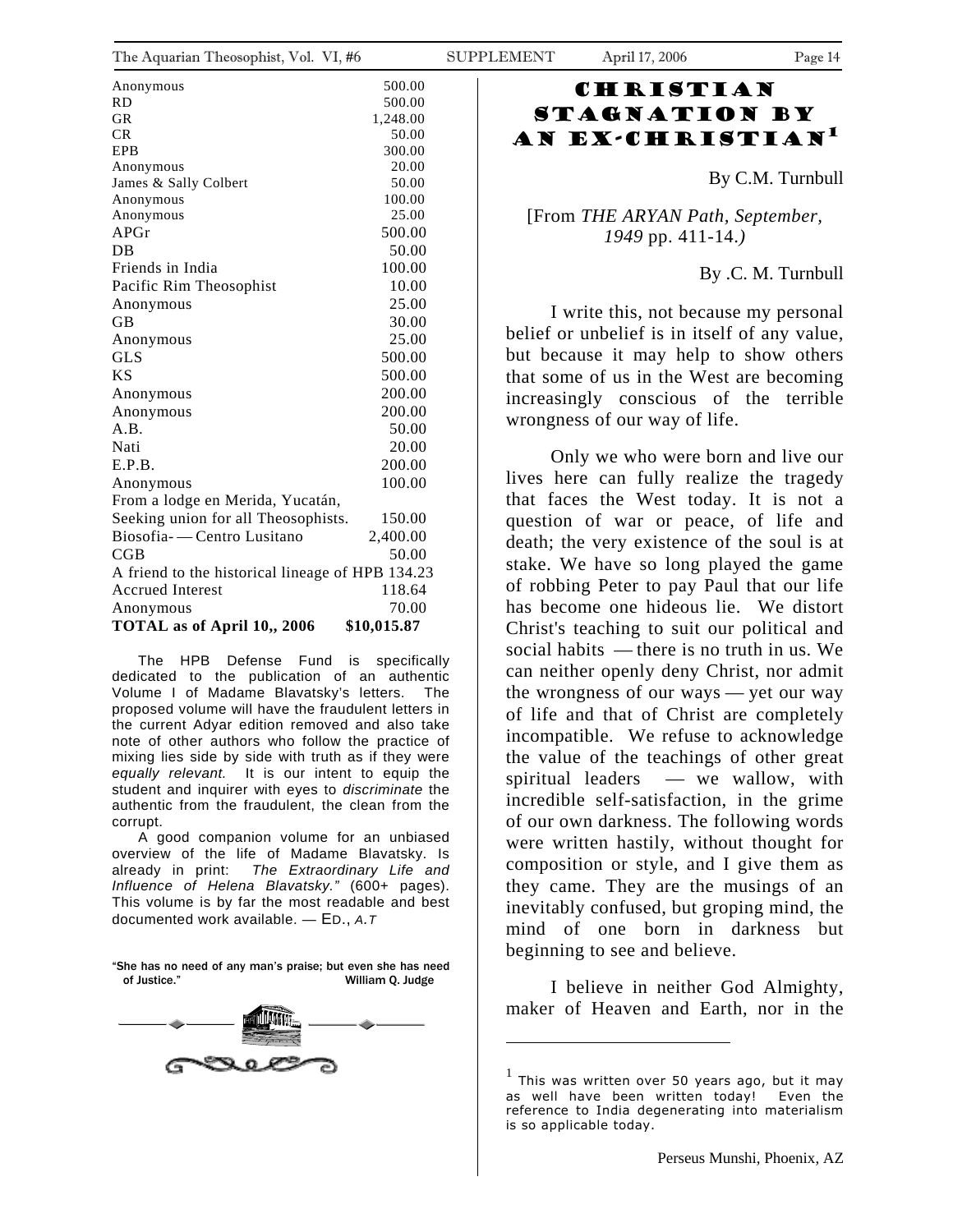| | |
|---|---|
| Anonymous | 500.00 |
| RD | 500.00 |
| GR | 1,248.00 |
| CR | 50.00 |
| EPB | 300.00 |
| Anonymous | 20.00 |
| James & Sally Colbert | 50.00 |
| Anonymous | 100.00 |
| Anonymous | 25.00 |
| APGr | 500.00 |
| DB | 50.00 |
| Friends in India | 100.00 |
| Pacific Rim Theosophist | 10.00 |
| Anonymous | 25.00 |
| GB | 30.00 |
| Anonymous | 25.00 |
| GLS | 500.00 |
| KS | 500.00 |
| Anonymous | 200.00 |
| Anonymous | 200.00 |
| A.B. | 50.00 |
| Nati | 20.00 |
| E.P.B. | 200.00 |
| Anonymous | 100.00 |
| From a lodge en Merida, Yucatán, Seeking union for all Theosophists. | 150.00 |
| Biosofia- — Centro Lusitano | 2,400.00 |
| CGB | 50.00 |
| A friend to the historical lineage of HPB | 134.23 |
| Accrued Interest | 118.64 |
| Anonymous | 70.00 |
| **TOTAL as of April 10,, 2006** | **$10,015.87** |

The HPB Defense Fund is specifically dedicated to the publication of an authentic Volume I of Madame Blavatsky's letters. The proposed volume will have the fraudulent letters in the current Adyar edition removed and also take note of other authors who follow the practice of mixing lies side by side with truth as if they were *equally relevant.* It is our intent to equip the student and inquirer with eyes to *discriminate* the authentic from the fraudulent, the clean from the corrupt.

A good companion volume for an unbiased overview of the life of Madame Blavatsky. Is already in print: *The Extraordinary Life and Influence of Helena Blavatsky."* (600+ pages). This volume is by far the most readable and best documented work available. — ED., *A.T*

**"She has no need of any man's praise; but even she has need of Justice." William Q. Judge**

# CHRISTIAN STAGNATION BY AN EX-CHRISTIAN[1]

By C.M. Turnbull

[From *THE ARYAN Path, September, 1949* pp. 411-14.*)*

By .C. M. Turnbull

I write this, not because my personal belief or unbelief is in itself of any value, but because it may help to show others that some of us in the West are becoming increasingly conscious of the terrible wrongness of our way of life.

Only we who were born and live our lives here can fully realize the tragedy that faces the West today. It is not a question of war or peace, of life and death; the very existence of the soul is at stake. We have so long played the game of robbing Peter to pay Paul that our life has become one hideous lie. We distort Christ's teaching to suit our political and social habits — there is no truth in us. We can neither openly deny Christ, nor admit the wrongness of our ways — yet our way of life and that of Christ are completely incompatible. We refuse to acknowledge the value of the teachings of other great spiritual leaders — we wallow, with incredible self-satisfaction, in the grime of our own darkness. The following words were written hastily, without thought for composition or style, and I give them as they came. They are the musings of an inevitably confused, but groping mind, the mind of one born in darkness but beginning to see and believe.

I believe in neither God Almighty, maker of Heaven and Earth, nor in the

---

[1] This was written over 50 years ago, but it may as well have been written today! Even the reference to India degenerating into materialism is so applicable today.

Perseus Munshi, Phoenix, AZ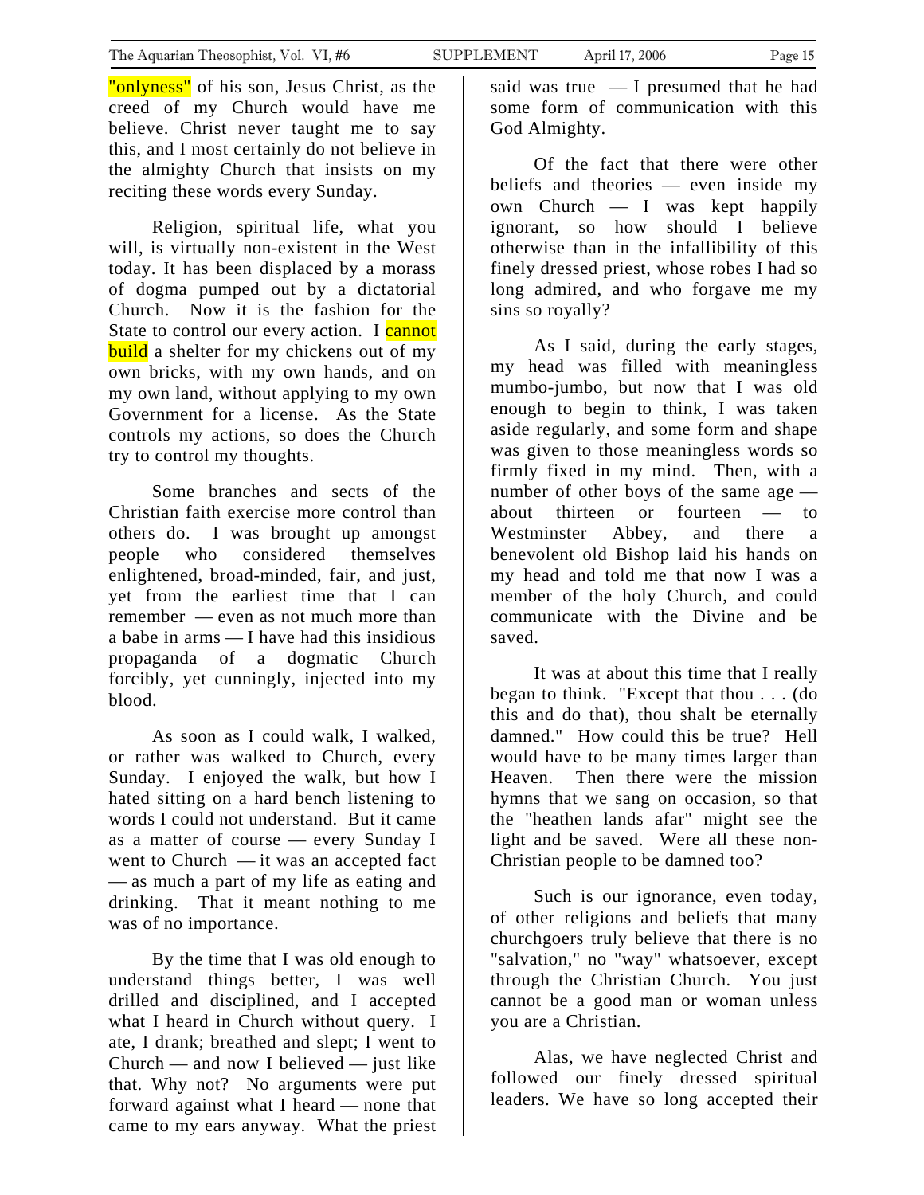"onlyness" of his son, Jesus Christ, as the creed of my Church would have me believe. Christ never taught me to say this, and I most certainly do not believe in the almighty Church that insists on my reciting these words every Sunday.

Religion, spiritual life, what you will, is virtually non-existent in the West today. It has been displaced by a morass of dogma pumped out by a dictatorial Church. Now it is the fashion for the State to control our every action. I cannot build a shelter for my chickens out of my own bricks, with my own hands, and on my own land, without applying to my own Government for a license. As the State controls my actions, so does the Church try to control my thoughts.

Some branches and sects of the Christian faith exercise more control than others do. I was brought up amongst people who considered themselves enlightened, broad-minded, fair, and just, yet from the earliest time that I can remember — even as not much more than a babe in arms — I have had this insidious propaganda of a dogmatic Church forcibly, yet cunningly, injected into my blood.

As soon as I could walk, I walked, or rather was walked to Church, every Sunday. I enjoyed the walk, but how I hated sitting on a hard bench listening to words I could not understand. But it came as a matter of course — every Sunday I went to Church — it was an accepted fact — as much a part of my life as eating and drinking. That it meant nothing to me was of no importance.

By the time that I was old enough to understand things better, I was well drilled and disciplined, and I accepted what I heard in Church without query. I ate, I drank; breathed and slept; I went to Church — and now I believed — just like that. Why not? No arguments were put forward against what I heard — none that came to my ears anyway. What the priest said was true — I presumed that he had some form of communication with this God Almighty.

Of the fact that there were other beliefs and theories — even inside my own Church — I was kept happily ignorant, so how should I believe otherwise than in the infallibility of this finely dressed priest, whose robes I had so long admired, and who forgave me my sins so royally?

As I said, during the early stages, my head was filled with meaningless mumbo-jumbo, but now that I was old enough to begin to think, I was taken aside regularly, and some form and shape was given to those meaningless words so firmly fixed in my mind. Then, with a number of other boys of the same age — about thirteen or fourteen — to Westminster Abbey, and there a benevolent old Bishop laid his hands on my head and told me that now I was a member of the holy Church, and could communicate with the Divine and be saved.

It was at about this time that I really began to think. "Except that thou . . . (do this and do that), thou shalt be eternally damned." How could this be true? Hell would have to be many times larger than Heaven. Then there were the mission hymns that we sang on occasion, so that the "heathen lands afar" might see the light and be saved. Were all these non-Christian people to be damned too?

Such is our ignorance, even today, of other religions and beliefs that many churchgoers truly believe that there is no "salvation," no "way" whatsoever, except through the Christian Church. You just cannot be a good man or woman unless you are a Christian.

Alas, we have neglected Christ and followed our finely dressed spiritual leaders. We have so long accepted their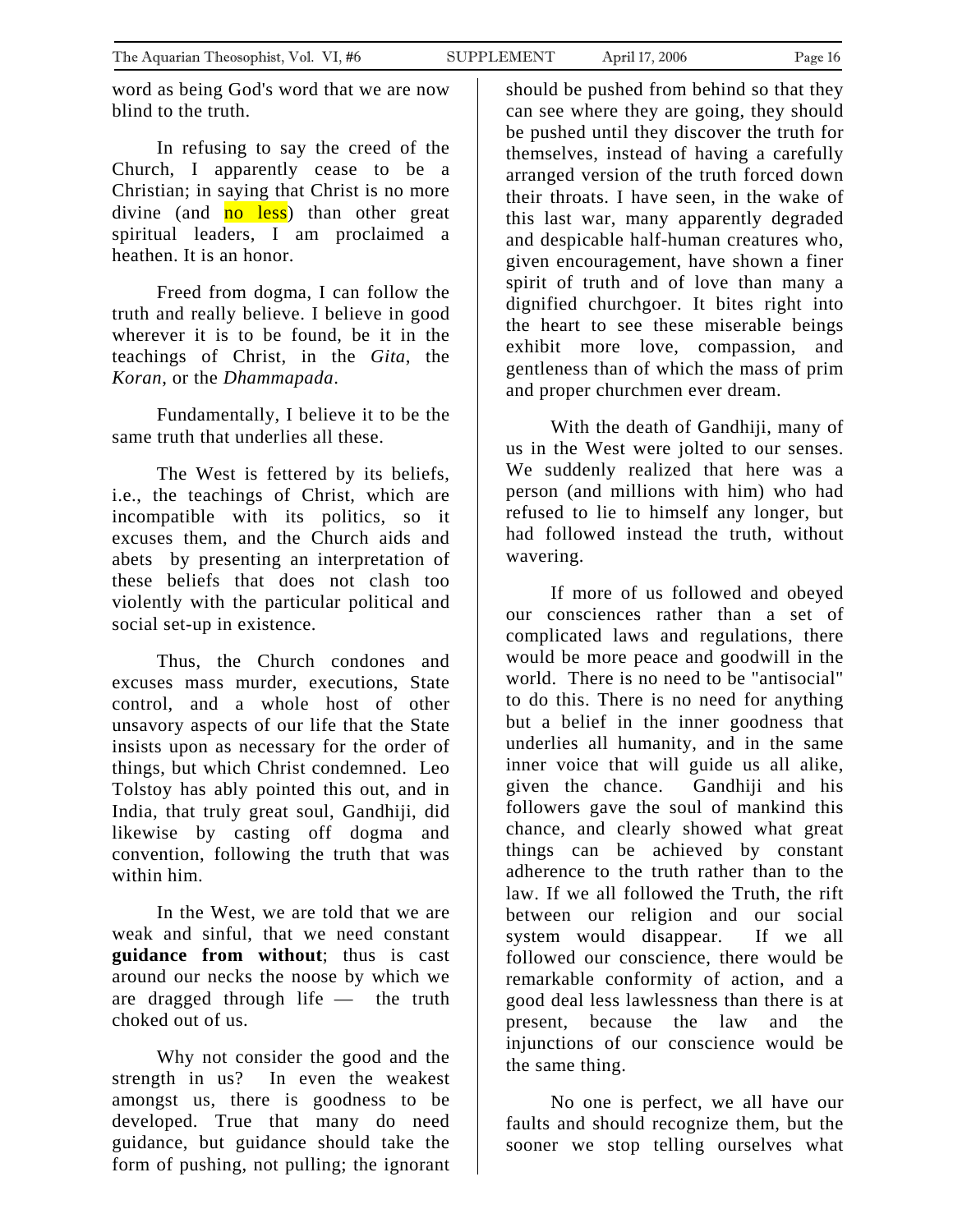word as being God's word that we are now blind to the truth.

In refusing to say the creed of the Church, I apparently cease to be a Christian; in saying that Christ is no more divine (and no less) than other great spiritual leaders, I am proclaimed a heathen. It is an honor.

Freed from dogma, I can follow the truth and really believe. I believe in good wherever it is to be found, be it in the teachings of Christ, in the *Gita*, the *Koran*, or the *Dhammapada*.

Fundamentally, I believe it to be the same truth that underlies all these.

The West is fettered by its beliefs, i.e., the teachings of Christ, which are incompatible with its politics, so it excuses them, and the Church aids and abets by presenting an interpretation of these beliefs that does not clash too violently with the particular political and social set-up in existence.

Thus, the Church condones and excuses mass murder, executions, State control, and a whole host of other unsavory aspects of our life that the State insists upon as necessary for the order of things, but which Christ condemned. Leo Tolstoy has ably pointed this out, and in India, that truly great soul, Gandhiji, did likewise by casting off dogma and convention, following the truth that was within him.

In the West, we are told that we are weak and sinful, that we need constant **guidance from without**; thus is cast around our necks the noose by which we are dragged through life — the truth choked out of us.

Why not consider the good and the strength in us? In even the weakest amongst us, there is goodness to be developed. True that many do need guidance, but guidance should take the form of pushing, not pulling; the ignorant should be pushed from behind so that they can see where they are going, they should be pushed until they discover the truth for themselves, instead of having a carefully arranged version of the truth forced down their throats. I have seen, in the wake of this last war, many apparently degraded and despicable half-human creatures who, given encouragement, have shown a finer spirit of truth and of love than many a dignified churchgoer. It bites right into the heart to see these miserable beings exhibit more love, compassion, and gentleness than of which the mass of prim and proper churchmen ever dream.

With the death of Gandhiji, many of us in the West were jolted to our senses. We suddenly realized that here was a person (and millions with him) who had refused to lie to himself any longer, but had followed instead the truth, without wavering.

If more of us followed and obeyed our consciences rather than a set of complicated laws and regulations, there would be more peace and goodwill in the world. There is no need to be "antisocial" to do this. There is no need for anything but a belief in the inner goodness that underlies all humanity, and in the same inner voice that will guide us all alike, given the chance. Gandhiji and his followers gave the soul of mankind this chance, and clearly showed what great things can be achieved by constant adherence to the truth rather than to the law. If we all followed the Truth, the rift between our religion and our social system would disappear. If we all followed our conscience, there would be remarkable conformity of action, and a good deal less lawlessness than there is at present, because the law and the injunctions of our conscience would be the same thing.

No one is perfect, we all have our faults and should recognize them, but the sooner we stop telling ourselves what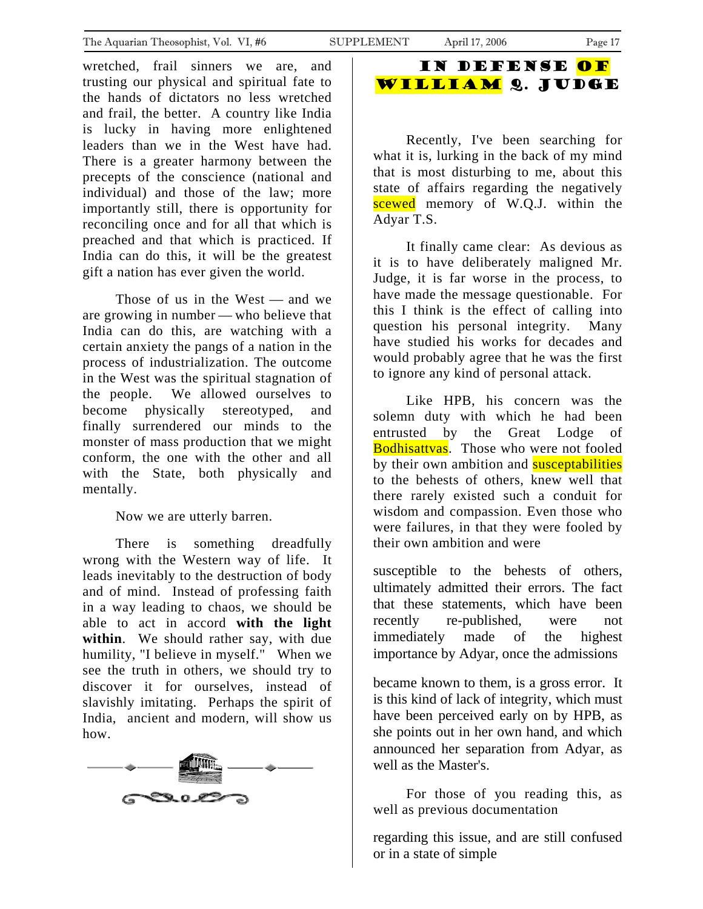wretched, frail sinners we are, and trusting our physical and spiritual fate to the hands of dictators no less wretched and frail, the better. A country like India is lucky in having more enlightened leaders than we in the West have had. There is a greater harmony between the precepts of the conscience (national and individual) and those of the law; more importantly still, there is opportunity for reconciling once and for all that which is preached and that which is practiced. If India can do this, it will be the greatest gift a nation has ever given the world.

Those of us in the West — and we are growing in number — who believe that India can do this, are watching with a certain anxiety the pangs of a nation in the process of industrialization. The outcome in the West was the spiritual stagnation of the people. We allowed ourselves to become physically stereotyped, and finally surrendered our minds to the monster of mass production that we might conform, the one with the other and all with the State, both physically and mentally.

Now we are utterly barren.

There is something dreadfully wrong with the Western way of life. It leads inevitably to the destruction of body and of mind. Instead of professing faith in a way leading to chaos, we should be able to act in accord **with the light within**. We should rather say, with due humility, "I believe in myself." When we see the truth in others, we should try to discover it for ourselves, instead of slavishly imitating. Perhaps the spirit of India, ancient and modern, will show us how.

# IN DEFENSE OF WILLIAM Q. JUDGE

Recently, I've been searching for what it is, lurking in the back of my mind that is most disturbing to me, about this state of affairs regarding the negatively scewed memory of W.Q.J. within the Adyar T.S.

It finally came clear: As devious as it is to have deliberately maligned Mr. Judge, it is far worse in the process, to have made the message questionable. For this I think is the effect of calling into question his personal integrity. Many have studied his works for decades and would probably agree that he was the first to ignore any kind of personal attack.

Like HPB, his concern was the solemn duty with which he had been entrusted by the Great Lodge of Bodhisattvas. Those who were not fooled by their own ambition and susceptabilities to the behests of others, knew well that there rarely existed such a conduit for wisdom and compassion. Even those who were failures, in that they were fooled by their own ambition and were susceptible to the behests of others, ultimately admitted their errors. The fact that these statements, which have been recently re-published, were not immediately made of the highest importance by Adyar, once the admissions became known to them, is a gross error. It is this kind of lack of integrity, which must have been perceived early on by HPB, as she points out in her own hand, and which announced her separation from Adyar, as well as the Master's.

For those of you reading this, as well as previous documentation regarding this issue, and are still confused or in a state of simple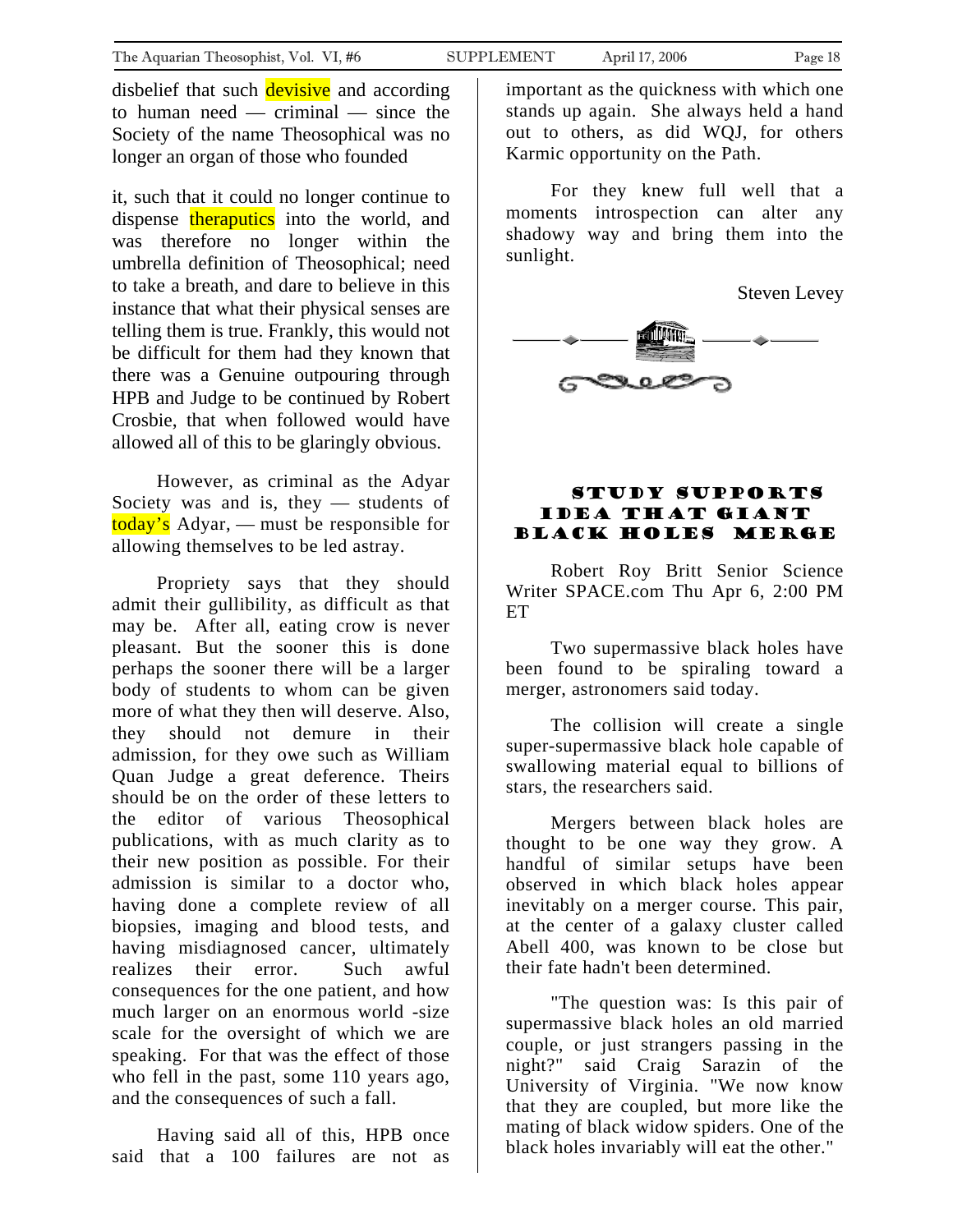disbelief that such devisive and according to human need — criminal — since the Society of the name Theosophical was no longer an organ of those who founded

it, such that it could no longer continue to dispense theraputics into the world, and was therefore no longer within the umbrella definition of Theosophical; need to take a breath, and dare to believe in this instance that what their physical senses are telling them is true. Frankly, this would not be difficult for them had they known that there was a Genuine outpouring through HPB and Judge to be continued by Robert Crosbie, that when followed would have allowed all of this to be glaringly obvious.

However, as criminal as the Adyar Society was and is, they — students of today's Adyar, — must be responsible for allowing themselves to be led astray.

Propriety says that they should admit their gullibility, as difficult as that may be. After all, eating crow is never pleasant. But the sooner this is done perhaps the sooner there will be a larger body of students to whom can be given more of what they then will deserve. Also, they should not demure in their admission, for they owe such as William Quan Judge a great deference. Theirs should be on the order of these letters to the editor of various Theosophical publications, with as much clarity as to their new position as possible. For their admission is similar to a doctor who, having done a complete review of all biopsies, imaging and blood tests, and having misdiagnosed cancer, ultimately realizes their error. Such awful consequences for the one patient, and how much larger on an enormous world -size scale for the oversight of which we are speaking. For that was the effect of those who fell in the past, some 110 years ago, and the consequences of such a fall.

Having said all of this, HPB once said that a 100 failures are not as important as the quickness with which one stands up again. She always held a hand out to others, as did WQJ, for others Karmic opportunity on the Path.

For they knew full well that a moments introspection can alter any shadowy way and bring them into the sunlight.

Steven Levey

## STUDY SUPPORTS IDEA THAT GIANT BLACK HOLES MERGE

Robert Roy Britt Senior Science Writer SPACE.com Thu Apr 6, 2:00 PM ET

Two supermassive black holes have been found to be spiraling toward a merger, astronomers said today.

The collision will create a single super-supermassive black hole capable of swallowing material equal to billions of stars, the researchers said.

Mergers between black holes are thought to be one way they grow. A handful of similar setups have been observed in which black holes appear inevitably on a merger course. This pair, at the center of a galaxy cluster called Abell 400, was known to be close but their fate hadn't been determined.

"The question was: Is this pair of supermassive black holes an old married couple, or just strangers passing in the night?" said Craig Sarazin of the University of Virginia. "We now know that they are coupled, but more like the mating of black widow spiders. One of the black holes invariably will eat the other."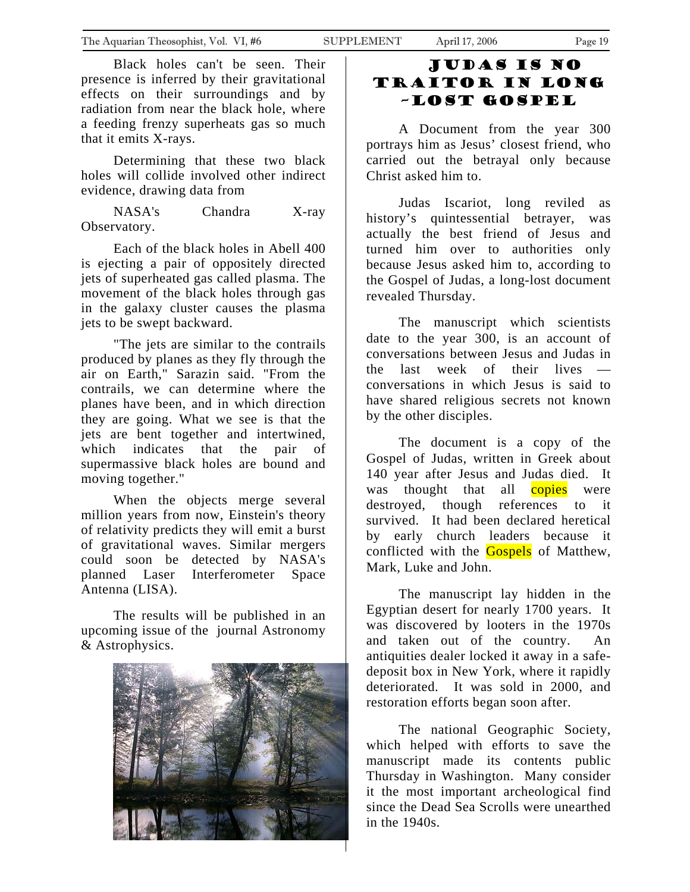Black holes can't be seen. Their presence is inferred by their gravitational effects on their surroundings and by radiation from near the black hole, where a feeding frenzy superheats gas so much that it emits X-rays.

Determining that these two black holes will collide involved other indirect evidence, drawing data from

NASA's Chandra X-ray Observatory.

Each of the black holes in Abell 400 is ejecting a pair of oppositely directed jets of superheated gas called plasma. The movement of the black holes through gas in the galaxy cluster causes the plasma jets to be swept backward.

"The jets are similar to the contrails produced by planes as they fly through the air on Earth," Sarazin said. "From the contrails, we can determine where the planes have been, and in which direction they are going. What we see is that the jets are bent together and intertwined, which indicates that the pair of supermassive black holes are bound and moving together."

When the objects merge several million years from now, Einstein's theory of relativity predicts they will emit a burst of gravitational waves. Similar mergers could soon be detected by NASA's planned Laser Interferometer Space Antenna (LISA).

The results will be published in an upcoming issue of the journal Astronomy & Astrophysics.

# JUDAS IS NO TRAITOR IN LONG-LOST GOSPEL

A Document from the year 300 portrays him as Jesus' closest friend, who carried out the betrayal only because Christ asked him to.

Judas Iscariot, long reviled as history's quintessential betrayer, was actually the best friend of Jesus and turned him over to authorities only because Jesus asked him to, according to the Gospel of Judas, a long-lost document revealed Thursday.

The manuscript which scientists date to the year 300, is an account of conversations between Jesus and Judas in the last week of their lives — conversations in which Jesus is said to have shared religious secrets not known by the other disciples.

The document is a copy of the Gospel of Judas, written in Greek about 140 year after Jesus and Judas died. It was thought that all copies were destroyed, though references to it survived. It had been declared heretical by early church leaders because it conflicted with the Gospels of Matthew, Mark, Luke and John.

The manuscript lay hidden in the Egyptian desert for nearly 1700 years. It was discovered by looters in the 1970s and taken out of the country. An antiquities dealer locked it away in a safe-deposit box in New York, where it rapidly deteriorated. It was sold in 2000, and restoration efforts began soon after.

The national Geographic Society, which helped with efforts to save the manuscript made its contents public Thursday in Washington. Many consider it the most important archeological find since the Dead Sea Scrolls were unearthed in the 1940s.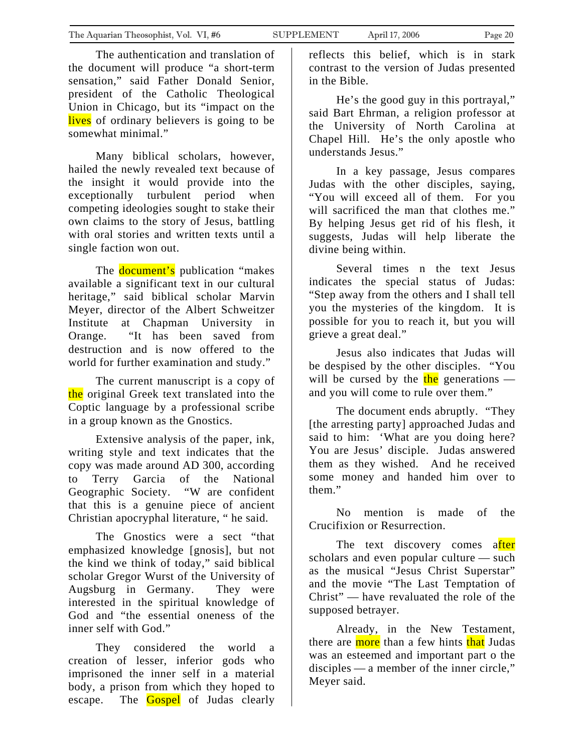The authentication and translation of the document will produce "a short-term sensation," said Father Donald Senior, president of the Catholic Theological Union in Chicago, but its "impact on the lives of ordinary believers is going to be somewhat minimal."

Many biblical scholars, however, hailed the newly revealed text because of the insight it would provide into the exceptionally turbulent period when competing ideologies sought to stake their own claims to the story of Jesus, battling with oral stories and written texts until a single faction won out.

The document's publication "makes available a significant text in our cultural heritage," said biblical scholar Marvin Meyer, director of the Albert Schweitzer Institute at Chapman University in Orange. "It has been saved from destruction and is now offered to the world for further examination and study."

The current manuscript is a copy of the original Greek text translated into the Coptic language by a professional scribe in a group known as the Gnostics.

Extensive analysis of the paper, ink, writing style and text indicates that the copy was made around AD 300, according to Terry Garcia of the National Geographic Society. "W are confident that this is a genuine piece of ancient Christian apocryphal literature, " he said.

The Gnostics were a sect "that emphasized knowledge [gnosis], but not the kind we think of today," said biblical scholar Gregor Wurst of the University of Augsburg in Germany. They were interested in the spiritual knowledge of God and "the essential oneness of the inner self with God."

They considered the world a creation of lesser, inferior gods who imprisoned the inner self in a material body, a prison from which they hoped to escape. The Gospel of Judas clearly reflects this belief, which is in stark contrast to the version of Judas presented in the Bible.

He's the good guy in this portrayal," said Bart Ehrman, a religion professor at the University of North Carolina at Chapel Hill. He's the only apostle who understands Jesus."

In a key passage, Jesus compares Judas with the other disciples, saying, "You will exceed all of them. For you will sacrificed the man that clothes me." By helping Jesus get rid of his flesh, it suggests, Judas will help liberate the divine being within.

Several times n the text Jesus indicates the special status of Judas: "Step away from the others and I shall tell you the mysteries of the kingdom. It is possible for you to reach it, but you will grieve a great deal."

Jesus also indicates that Judas will be despised by the other disciples. "You will be cursed by the the generations — and you will come to rule over them."

The document ends abruptly. "They [the arresting party] approached Judas and said to him: 'What are you doing here? You are Jesus' disciple. Judas answered them as they wished. And he received some money and handed him over to them."

No mention is made of the Crucifixion or Resurrection.

The text discovery comes after scholars and even popular culture — such as the musical "Jesus Christ Superstar" and the movie "The Last Temptation of Christ" — have revaluated the role of the supposed betrayer.

Already, in the New Testament, there are more than a few hints that Judas was an esteemed and important part o the disciples — a member of the inner circle," Meyer said.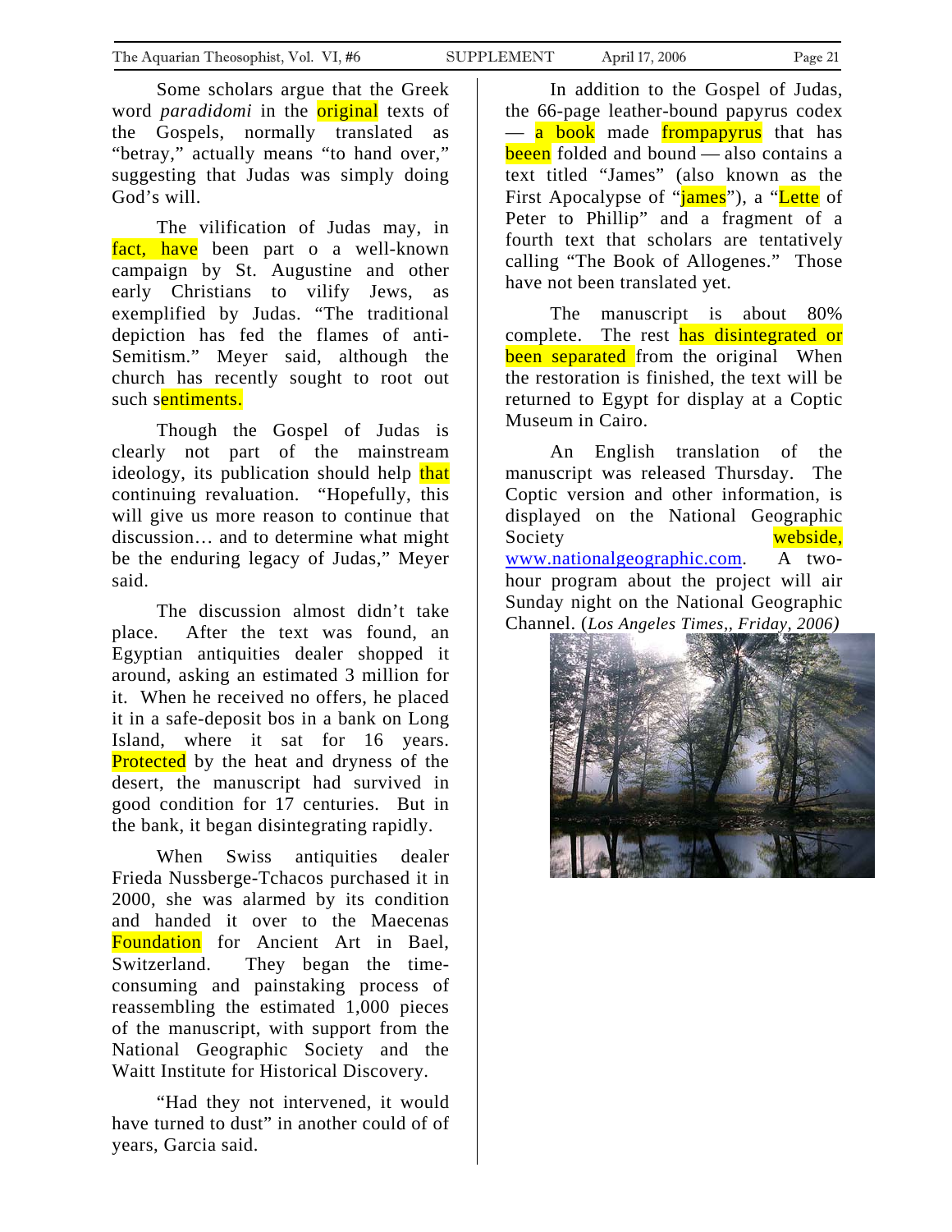Some scholars argue that the Greek word *paradidomi* in the original texts of the Gospels, normally translated as "betray," actually means "to hand over," suggesting that Judas was simply doing God's will.

The vilification of Judas may, in fact, have been part o a well-known campaign by St. Augustine and other early Christians to vilify Jews, as exemplified by Judas. "The traditional depiction has fed the flames of anti-Semitism." Meyer said, although the church has recently sought to root out such sentiments.

Though the Gospel of Judas is clearly not part of the mainstream ideology, its publication should help that continuing revaluation. "Hopefully, this will give us more reason to continue that discussion… and to determine what might be the enduring legacy of Judas," Meyer said.

The discussion almost didn't take place. After the text was found, an Egyptian antiquities dealer shopped it around, asking an estimated 3 million for it. When he received no offers, he placed it in a safe-deposit bos in a bank on Long Island, where it sat for 16 years. Protected by the heat and dryness of the desert, the manuscript had survived in good condition for 17 centuries. But in the bank, it began disintegrating rapidly.

When Swiss antiquities dealer Frieda Nussberge-Tchacos purchased it in 2000, she was alarmed by its condition and handed it over to the Maecenas Foundation for Ancient Art in Bael, Switzerland. They began the time-consuming and painstaking process of reassembling the estimated 1,000 pieces of the manuscript, with support from the National Geographic Society and the Waitt Institute for Historical Discovery.

"Had they not intervened, it would have turned to dust" in another could of of years, Garcia said.

In addition to the Gospel of Judas, the 66-page leather-bound papyrus codex — a book made frompapyrus that has beeen folded and bound — also contains a text titled "James" (also known as the First Apocalypse of "james"), a "Lette of Peter to Phillip" and a fragment of a fourth text that scholars are tentatively calling "The Book of Allogenes." Those have not been translated yet.

The manuscript is about 80% complete. The rest has disintegrated or been separated from the original When the restoration is finished, the text will be returned to Egypt for display at a Coptic Museum in Cairo.

An English translation of the manuscript was released Thursday. The Coptic version and other information, is displayed on the National Geographic Society webside, www.nationalgeographic.com. A two-hour program about the project will air Sunday night on the National Geographic Channel. (*Los Angeles Times,, Friday, 2006)*